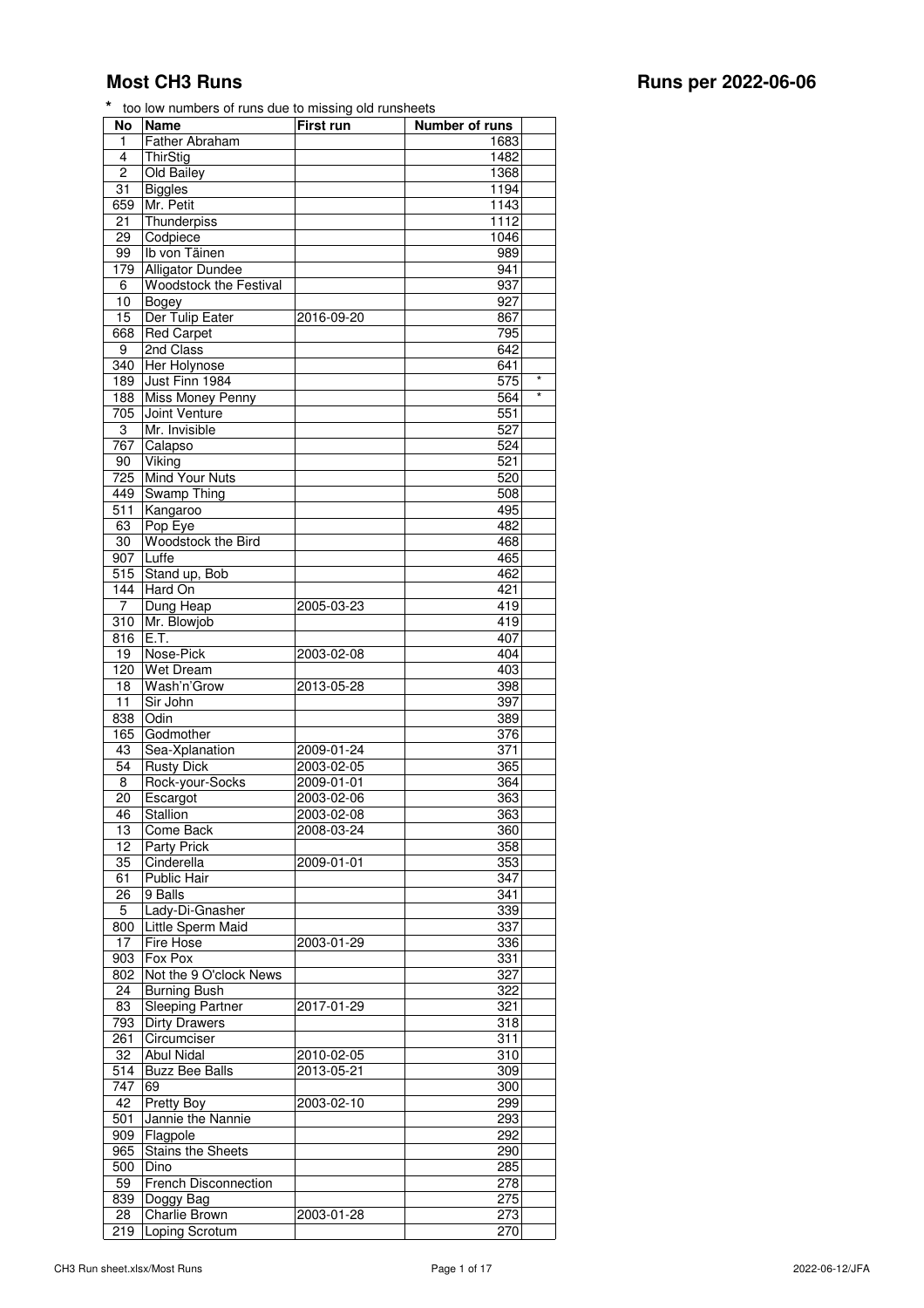# Most CH3 Runs

## Runs per 2022-06-06

* too low numbers of runs due to missing old runsheets

| No | Name | First run | Number of runs | |
|---|---|---|---|---|
| 1 | Father Abraham | | 1683 | |
| 4 | ThirStig | | 1482 | |
| 2 | Old Bailey | | 1368 | |
| 31 | Biggles | | 1194 | |
| 659 | Mr. Petit | | 1143 | |
| 21 | Thunderpiss | | 1112 | |
| 29 | Codpiece | | 1046 | |
| 99 | Ib von Täinen | | 989 | |
| 179 | Alligator Dundee | | 941 | |
| 6 | Woodstock the Festival | | 937 | |
| 10 | Bogey | | 927 | |
| 15 | Der Tulip Eater | 2016-09-20 | 867 | |
| 668 | Red Carpet | | 795 | |
| 9 | 2nd Class | | 642 | |
| 340 | Her Holynose | | 641 | |
| 189 | Just Finn 1984 | | 575 | * |
| 188 | Miss Money Penny | | 564 | * |
| 705 | Joint Venture | | 551 | |
| 3 | Mr. Invisible | | 527 | |
| 767 | Calapso | | 524 | |
| 90 | Viking | | 521 | |
| 725 | Mind Your Nuts | | 520 | |
| 449 | Swamp Thing | | 508 | |
| 511 | Kangaroo | | 495 | |
| 63 | Pop Eye | | 482 | |
| 30 | Woodstock the Bird | | 468 | |
| 907 | Luffe | | 465 | |
| 515 | Stand up, Bob | | 462 | |
| 144 | Hard On | | 421 | |
| 7 | Dung Heap | 2005-03-23 | 419 | |
| 310 | Mr. Blowjob | | 419 | |
| 816 | E.T. | | 407 | |
| 19 | Nose-Pick | 2003-02-08 | 404 | |
| 120 | Wet Dream | | 403 | |
| 18 | Wash'n'Grow | 2013-05-28 | 398 | |
| 11 | Sir John | | 397 | |
| 838 | Odin | | 389 | |
| 165 | Godmother | | 376 | |
| 43 | Sea-Xplanation | 2009-01-24 | 371 | |
| 54 | Rusty Dick | 2003-02-05 | 365 | |
| 8 | Rock-your-Socks | 2009-01-01 | 364 | |
| 20 | Escargot | 2003-02-06 | 363 | |
| 46 | Stallion | 2003-02-08 | 363 | |
| 13 | Come Back | 2008-03-24 | 360 | |
| 12 | Party Prick | | 358 | |
| 35 | Cinderella | 2009-01-01 | 353 | |
| 61 | Public Hair | | 347 | |
| 26 | 9 Balls | | 341 | |
| 5 | Lady-Di-Gnasher | | 339 | |
| 800 | Little Sperm Maid | | 337 | |
| 17 | Fire Hose | 2003-01-29 | 336 | |
| 903 | Fox Pox | | 331 | |
| 802 | Not the 9 O'clock News | | 327 | |
| 24 | Burning Bush | | 322 | |
| 83 | Sleeping Partner | 2017-01-29 | 321 | |
| 793 | Dirty Drawers | | 318 | |
| 261 | Circumciser | | 311 | |
| 32 | Abul Nidal | 2010-02-05 | 310 | |
| 514 | Buzz Bee Balls | 2013-05-21 | 309 | |
| 747 | 69 | | 300 | |
| 42 | Pretty Boy | 2003-02-10 | 299 | |
| 501 | Jannie the Nannie | | 293 | |
| 909 | Flagpole | | 292 | |
| 965 | Stains the Sheets | | 290 | |
| 500 | Dino | | 285 | |
| 59 | French Disconnection | | 278 | |
| 839 | Doggy Bag | | 275 | |
| 28 | Charlie Brown | 2003-01-28 | 273 | |
| 219 | Loping Scrotum | | 270 | |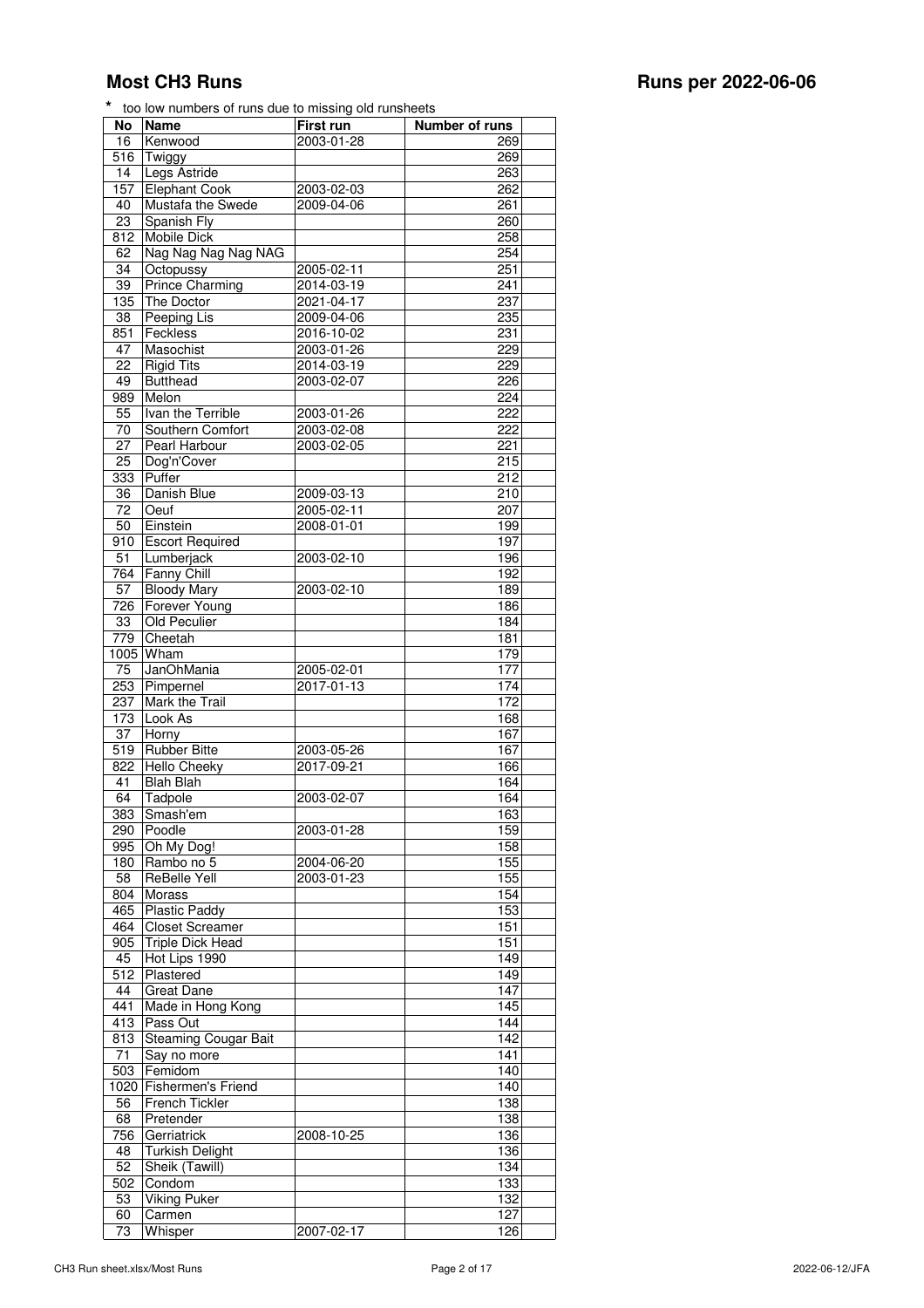# Most CH3 Runs

## Runs per 2022-06-06

\* too low numbers of runs due to missing old runsheets

| No | Name | First run | Number of runs | |
|---|---|---|---|---|
| 16 | Kenwood | 2003-01-28 | 269 | |
| 516 | Twiggy | | 269 | |
| 14 | Legs Astride | | 263 | |
| 157 | Elephant Cook | 2003-02-03 | 262 | |
| 40 | Mustafa the Swede | 2009-04-06 | 261 | |
| 23 | Spanish Fly | | 260 | |
| 812 | Mobile Dick | | 258 | |
| 62 | Nag Nag Nag Nag NAG | | 254 | |
| 34 | Octopussy | 2005-02-11 | 251 | |
| 39 | Prince Charming | 2014-03-19 | 241 | |
| 135 | The Doctor | 2021-04-17 | 237 | |
| 38 | Peeping Lis | 2009-04-06 | 235 | |
| 851 | Feckless | 2016-10-02 | 231 | |
| 47 | Masochist | 2003-01-26 | 229 | |
| 22 | Rigid Tits | 2014-03-19 | 229 | |
| 49 | Butthead | 2003-02-07 | 226 | |
| 989 | Melon | | 224 | |
| 55 | Ivan the Terrible | 2003-01-26 | 222 | |
| 70 | Southern Comfort | 2003-02-08 | 222 | |
| 27 | Pearl Harbour | 2003-02-05 | 221 | |
| 25 | Dog'n'Cover | | 215 | |
| 333 | Puffer | | 212 | |
| 36 | Danish Blue | 2009-03-13 | 210 | |
| 72 | Oeuf | 2005-02-11 | 207 | |
| 50 | Einstein | 2008-01-01 | 199 | |
| 910 | Escort Required | | 197 | |
| 51 | Lumberjack | 2003-02-10 | 196 | |
| 764 | Fanny Chill | | 192 | |
| 57 | Bloody Mary | 2003-02-10 | 189 | |
| 726 | Forever Young | | 186 | |
| 33 | Old Peculier | | 184 | |
| 779 | Cheetah | | 181 | |
| 1005 | Wham | | 179 | |
| 75 | JanOhMania | 2005-02-01 | 177 | |
| 253 | Pimpernel | 2017-01-13 | 174 | |
| 237 | Mark the Trail | | 172 | |
| 173 | Look As | | 168 | |
| 37 | Horny | | 167 | |
| 519 | Rubber Bitte | 2003-05-26 | 167 | |
| 822 | Hello Cheeky | 2017-09-21 | 166 | |
| 41 | Blah Blah | | 164 | |
| 64 | Tadpole | 2003-02-07 | 164 | |
| 383 | Smash'em | | 163 | |
| 290 | Poodle | 2003-01-28 | 159 | |
| 995 | Oh My Dog! | | 158 | |
| 180 | Rambo no 5 | 2004-06-20 | 155 | |
| 58 | ReBelle Yell | 2003-01-23 | 155 | |
| 804 | Morass | | 154 | |
| 465 | Plastic Paddy | | 153 | |
| 464 | Closet Screamer | | 151 | |
| 905 | Triple Dick Head | | 151 | |
| 45 | Hot Lips 1990 | | 149 | |
| 512 | Plastered | | 149 | |
| 44 | Great Dane | | 147 | |
| 441 | Made in Hong Kong | | 145 | |
| 413 | Pass Out | | 144 | |
| 813 | Steaming Cougar Bait | | 142 | |
| 71 | Say no more | | 141 | |
| 503 | Femidom | | 140 | |
| 1020 | Fishermen's Friend | | 140 | |
| 56 | French Tickler | | 138 | |
| 68 | Pretender | | 138 | |
| 756 | Gerriatrick | 2008-10-25 | 136 | |
| 48 | Turkish Delight | | 136 | |
| 52 | Sheik (Tawill) | | 134 | |
| 502 | Condom | | 133 | |
| 53 | Viking Puker | | 132 | |
| 60 | Carmen | | 127 | |
| 73 | Whisper | 2007-02-17 | 126 | |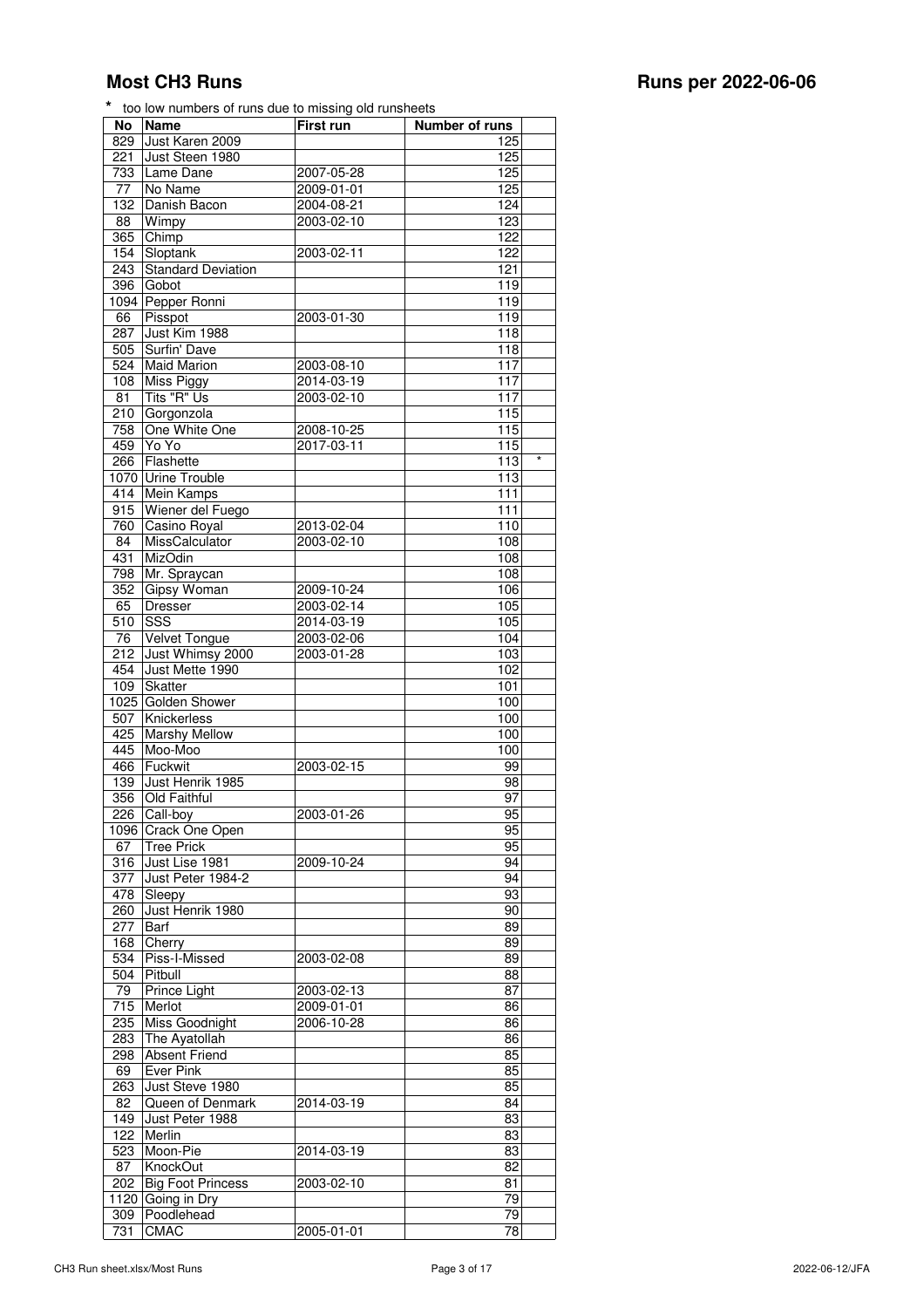## Most CH3 Runs

## Runs per 2022-06-06

\* too low numbers of runs due to missing old runsheets

| No | Name | First run | Number of runs | |
|---|---|---|---|---|
| 829 | Just Karen 2009 | | 125 | |
| 221 | Just Steen 1980 | | 125 | |
| 733 | Lame Dane | 2007-05-28 | 125 | |
| 77 | No Name | 2009-01-01 | 125 | |
| 132 | Danish Bacon | 2004-08-21 | 124 | |
| 88 | Wimpy | 2003-02-10 | 123 | |
| 365 | Chimp | | 122 | |
| 154 | Sloptank | 2003-02-11 | 122 | |
| 243 | Standard Deviation | | 121 | |
| 396 | Gobot | | 119 | |
| 1094 | Pepper Ronni | | 119 | |
| 66 | Pisspot | 2003-01-30 | 119 | |
| 287 | Just Kim 1988 | | 118 | |
| 505 | Surfin' Dave | | 118 | |
| 524 | Maid Marion | 2003-08-10 | 117 | |
| 108 | Miss Piggy | 2014-03-19 | 117 | |
| 81 | Tits "R" Us | 2003-02-10 | 117 | |
| 210 | Gorgonzola | | 115 | |
| 758 | One White One | 2008-10-25 | 115 | |
| 459 | Yo Yo | 2017-03-11 | 115 | |
| 266 | Flashette | | 113 | * |
| 1070 | Urine Trouble | | 113 | |
| 414 | Mein Kamps | | 111 | |
| 915 | Wiener del Fuego | | 111 | |
| 760 | Casino Royal | 2013-02-04 | 110 | |
| 84 | MissCalculator | 2003-02-10 | 108 | |
| 431 | MizOdin | | 108 | |
| 798 | Mr. Spraycan | | 108 | |
| 352 | Gipsy Woman | 2009-10-24 | 106 | |
| 65 | Dresser | 2003-02-14 | 105 | |
| 510 | SSS | 2014-03-19 | 105 | |
| 76 | Velvet Tongue | 2003-02-06 | 104 | |
| 212 | Just Whimsy 2000 | 2003-01-28 | 103 | |
| 454 | Just Mette 1990 | | 102 | |
| 109 | Skatter | | 101 | |
| 1025 | Golden Shower | | 100 | |
| 507 | Knickerless | | 100 | |
| 425 | Marshy Mellow | | 100 | |
| 445 | Moo-Moo | | 100 | |
| 466 | Fuckwit | 2003-02-15 | 99 | |
| 139 | Just Henrik 1985 | | 98 | |
| 356 | Old Faithful | | 97 | |
| 226 | Call-boy | 2003-01-26 | 95 | |
| 1096 | Crack One Open | | 95 | |
| 67 | Tree Prick | | 95 | |
| 316 | Just Lise 1981 | 2009-10-24 | 94 | |
| 377 | Just Peter 1984-2 | | 94 | |
| 478 | Sleepy | | 93 | |
| 260 | Just Henrik 1980 | | 90 | |
| 277 | Barf | | 89 | |
| 168 | Cherry | | 89 | |
| 534 | Piss-I-Missed | 2003-02-08 | 89 | |
| 504 | Pitbull | | 88 | |
| 79 | Prince Light | 2003-02-13 | 87 | |
| 715 | Merlot | 2009-01-01 | 86 | |
| 235 | Miss Goodnight | 2006-10-28 | 86 | |
| 283 | The Ayatollah | | 86 | |
| 298 | Absent Friend | | 85 | |
| 69 | Ever Pink | | 85 | |
| 263 | Just Steve 1980 | | 85 | |
| 82 | Queen of Denmark | 2014-03-19 | 84 | |
| 149 | Just Peter 1988 | | 83 | |
| 122 | Merlin | | 83 | |
| 523 | Moon-Pie | 2014-03-19 | 83 | |
| 87 | KnockOut | | 82 | |
| 202 | Big Foot Princess | 2003-02-10 | 81 | |
| 1120 | Going in Dry | | 79 | |
| 309 | Poodlehead | | 79 | |
| 731 | CMAC | 2005-01-01 | 78 | |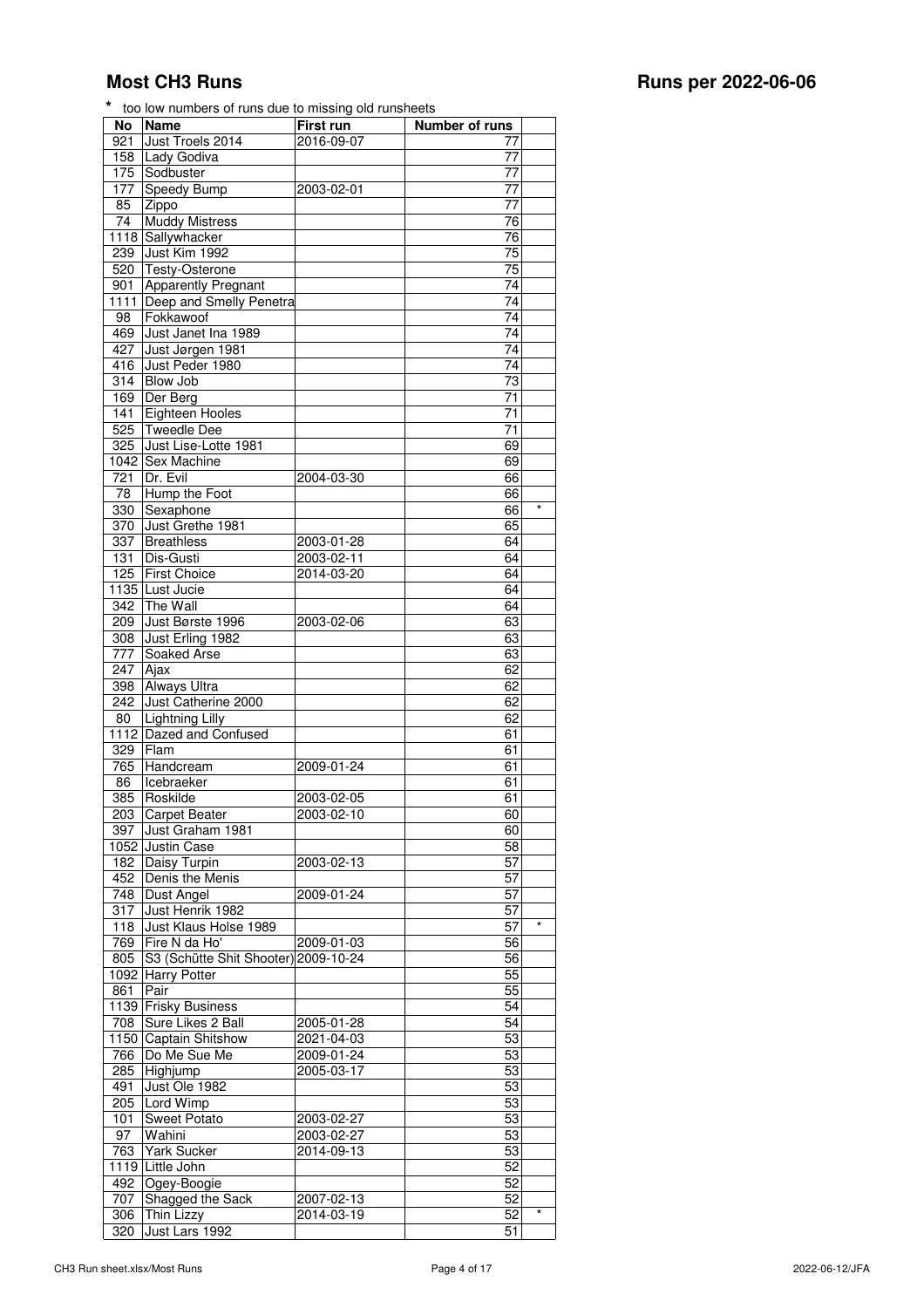## Most CH3 Runs

## Runs per 2022-06-06

\* too low numbers of runs due to missing old runsheets

| No | Name | First run | Number of runs | |
|---|---|---|---|---|
| 921 | Just Troels 2014 | 2016-09-07 | 77 | |
| 158 | Lady Godiva | | 77 | |
| 175 | Sodbuster | | 77 | |
| 177 | Speedy Bump | 2003-02-01 | 77 | |
| 85 | Zippo | | 77 | |
| 74 | Muddy Mistress | | 76 | |
| 1118 | Sallywhacker | | 76 | |
| 239 | Just Kim 1992 | | 75 | |
| 520 | Testy-Osterone | | 75 | |
| 901 | Apparently Pregnant | | 74 | |
| 1111 | Deep and Smelly Penetra | | 74 | |
| 98 | Fokkawoof | | 74 | |
| 469 | Just Janet Ina 1989 | | 74 | |
| 427 | Just Jørgen 1981 | | 74 | |
| 416 | Just Peder 1980 | | 74 | |
| 314 | Blow Job | | 73 | |
| 169 | Der Berg | | 71 | |
| 141 | Eighteen Hooles | | 71 | |
| 525 | Tweedle Dee | | 71 | |
| 325 | Just Lise-Lotte 1981 | | 69 | |
| 1042 | Sex Machine | | 69 | |
| 721 | Dr. Evil | 2004-03-30 | 66 | |
| 78 | Hump the Foot | | 66 | |
| 330 | Sexaphone | | 66 | * |
| 370 | Just Grethe 1981 | | 65 | |
| 337 | Breathless | 2003-01-28 | 64 | |
| 131 | Dis-Gusti | 2003-02-11 | 64 | |
| 125 | First Choice | 2014-03-20 | 64 | |
| 1135 | Lust Jucie | | 64 | |
| 342 | The Wall | | 64 | |
| 209 | Just Børste 1996 | 2003-02-06 | 63 | |
| 308 | Just Erling 1982 | | 63 | |
| 777 | Soaked Arse | | 63 | |
| 247 | Ajax | | 62 | |
| 398 | Always Ultra | | 62 | |
| 242 | Just Catherine 2000 | | 62 | |
| 80 | Lightning Lilly | | 62 | |
| 1112 | Dazed and Confused | | 61 | |
| 329 | Flam | | 61 | |
| 765 | Handcream | 2009-01-24 | 61 | |
| 86 | Icebraeker | | 61 | |
| 385 | Roskilde | 2003-02-05 | 61 | |
| 203 | Carpet Beater | 2003-02-10 | 60 | |
| 397 | Just Graham 1981 | | 60 | |
| 1052 | Justin Case | | 58 | |
| 182 | Daisy Turpin | 2003-02-13 | 57 | |
| 452 | Denis the Menis | | 57 | |
| 748 | Dust Angel | 2009-01-24 | 57 | |
| 317 | Just Henrik 1982 | | 57 | |
| 118 | Just Klaus Holse 1989 | | 57 | * |
| 769 | Fire N da Ho' | 2009-01-03 | 56 | |
| 805 | S3 (Schütte Shit Shooter) | 2009-10-24 | 56 | |
| 1092 | Harry Potter | | 55 | |
| 861 | Pair | | 55 | |
| 1139 | Frisky Business | | 54 | |
| 708 | Sure Likes 2 Ball | 2005-01-28 | 54 | |
| 1150 | Captain Shitshow | 2021-04-03 | 53 | |
| 766 | Do Me Sue Me | 2009-01-24 | 53 | |
| 285 | Highjump | 2005-03-17 | 53 | |
| 491 | Just Ole 1982 | | 53 | |
| 205 | Lord Wimp | | 53 | |
| 101 | Sweet Potato | 2003-02-27 | 53 | |
| 97 | Wahini | 2003-02-27 | 53 | |
| 763 | Yark Sucker | 2014-09-13 | 53 | |
| 1119 | Little John | | 52 | |
| 492 | Ogey-Boogie | | 52 | |
| 707 | Shagged the Sack | 2007-02-13 | 52 | |
| 306 | Thin Lizzy | 2014-03-19 | 52 | * |
| 320 | Just Lars 1992 | | 51 | |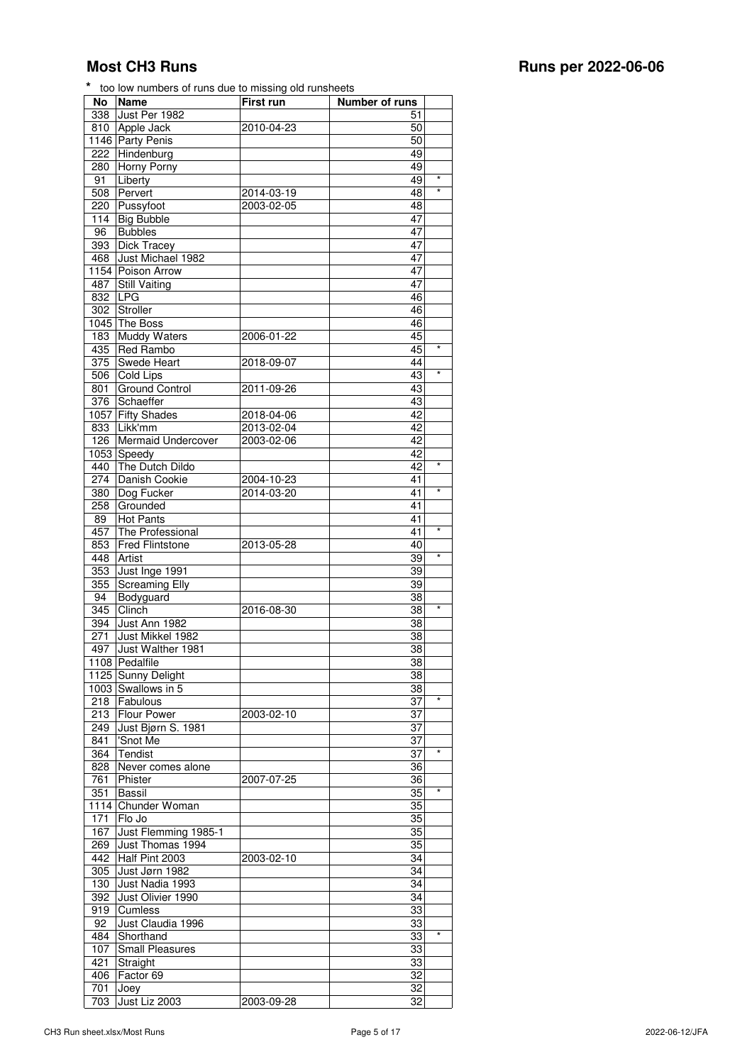# Most CH3 Runs

## Runs per 2022-06-06

* too low numbers of runs due to missing old runsheets

| No | Name | First run | Number of runs | |
|---|---|---|---|---|
| 338 | Just Per 1982 | | 51 | |
| 810 | Apple Jack | 2010-04-23 | 50 | |
| 1146 | Party Penis | | 50 | |
| 222 | Hindenburg | | 49 | |
| 280 | Horny Porny | | 49 | |
| 91 | Liberty | | 49 | * |
| 508 | Pervert | 2014-03-19 | 48 | * |
| 220 | Pussyfoot | 2003-02-05 | 48 | |
| 114 | Big Bubble | | 47 | |
| 96 | Bubbles | | 47 | |
| 393 | Dick Tracey | | 47 | |
| 468 | Just Michael 1982 | | 47 | |
| 1154 | Poison Arrow | | 47 | |
| 487 | Still Vaiting | | 47 | |
| 832 | LPG | | 46 | |
| 302 | Stroller | | 46 | |
| 1045 | The Boss | | 46 | |
| 183 | Muddy Waters | 2006-01-22 | 45 | |
| 435 | Red Rambo | | 45 | * |
| 375 | Swede Heart | 2018-09-07 | 44 | |
| 506 | Cold Lips | | 43 | * |
| 801 | Ground Control | 2011-09-26 | 43 | |
| 376 | Schaeffer | | 43 | |
| 1057 | Fifty Shades | 2018-04-06 | 42 | |
| 833 | Likk'mm | 2013-02-04 | 42 | |
| 126 | Mermaid Undercover | 2003-02-06 | 42 | |
| 1053 | Speedy | | 42 | |
| 440 | The Dutch Dildo | | 42 | * |
| 274 | Danish Cookie | 2004-10-23 | 41 | |
| 380 | Dog Fucker | 2014-03-20 | 41 | * |
| 258 | Grounded | | 41 | |
| 89 | Hot Pants | | 41 | |
| 457 | The Professional | | 41 | * |
| 853 | Fred Flintstone | 2013-05-28 | 40 | |
| 448 | Artist | | 39 | * |
| 353 | Just Inge 1991 | | 39 | |
| 355 | Screaming Elly | | 39 | |
| 94 | Bodyguard | | 38 | |
| 345 | Clinch | 2016-08-30 | 38 | * |
| 394 | Just Ann 1982 | | 38 | |
| 271 | Just Mikkel 1982 | | 38 | |
| 497 | Just Walther 1981 | | 38 | |
| 1108 | Pedalfile | | 38 | |
| 1125 | Sunny Delight | | 38 | |
| 1003 | Swallows in 5 | | 38 | |
| 218 | Fabulous | | 37 | * |
| 213 | Flour Power | 2003-02-10 | 37 | |
| 249 | Just Bjørn S. 1981 | | 37 | |
| 841 | 'Snot Me | | 37 | |
| 364 | Tendist | | 37 | * |
| 828 | Never comes alone | | 36 | |
| 761 | Phister | 2007-07-25 | 36 | |
| 351 | Bassil | | 35 | * |
| 1114 | Chunder Woman | | 35 | |
| 171 | Flo Jo | | 35 | |
| 167 | Just Flemming 1985-1 | | 35 | |
| 269 | Just Thomas 1994 | | 35 | |
| 442 | Half Pint 2003 | 2003-02-10 | 34 | |
| 305 | Just Jørn 1982 | | 34 | |
| 130 | Just Nadia 1993 | | 34 | |
| 392 | Just Olivier 1990 | | 34 | |
| 919 | Cumless | | 33 | |
| 92 | Just Claudia 1996 | | 33 | |
| 484 | Shorthand | | 33 | * |
| 107 | Small Pleasures | | 33 | |
| 421 | Straight | | 33 | |
| 406 | Factor 69 | | 32 | |
| 701 | Joey | | 32 | |
| 703 | Just Liz 2003 | 2003-09-28 | 32 | |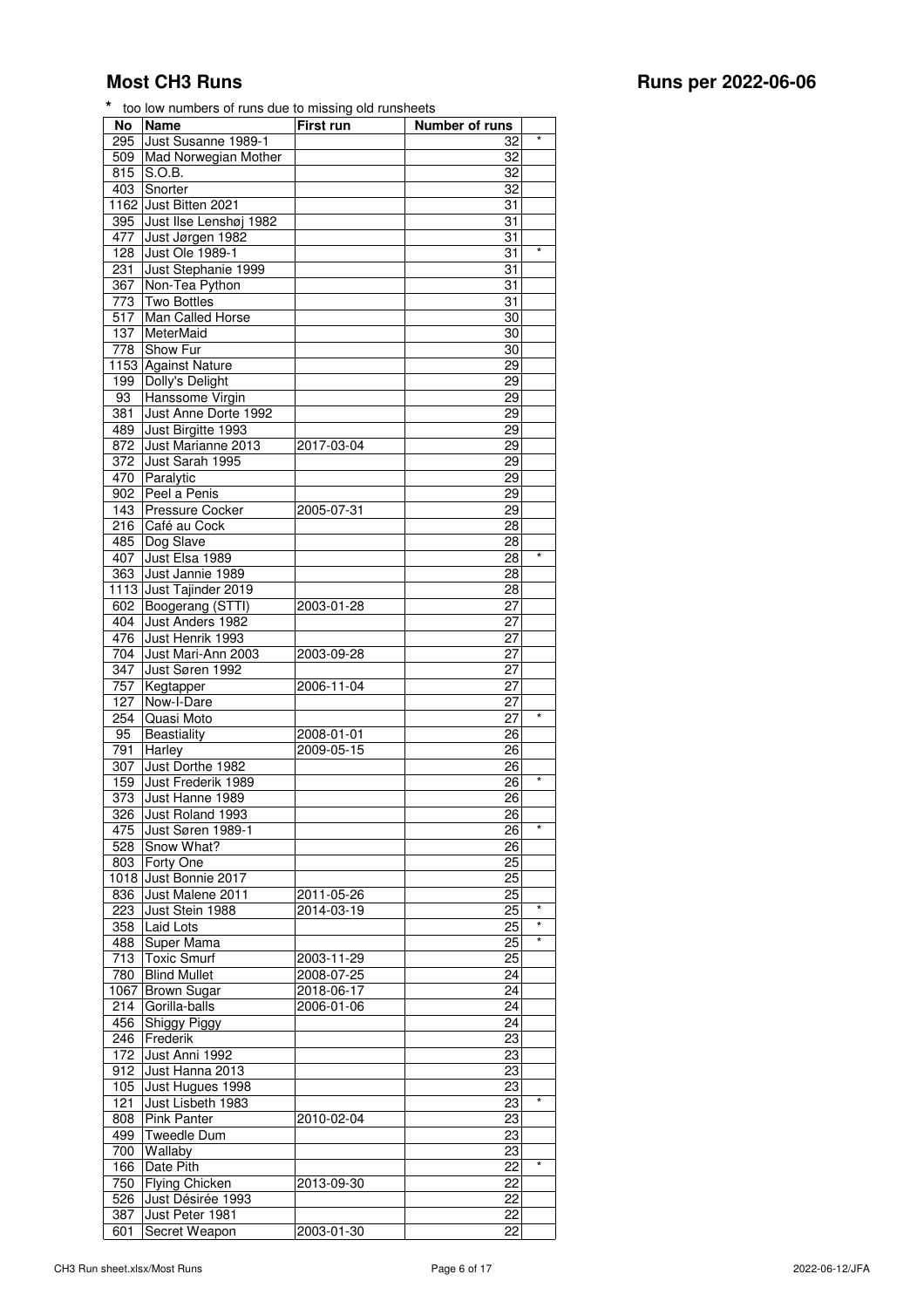# Most CH3 Runs

**Runs per 2022-06-06**

\* too low numbers of runs due to missing old runsheets

| No | Name | First run | Number of runs | |
|---|---|---|---|---|
| 295 | Just Susanne 1989-1 | | 32 | * |
| 509 | Mad Norwegian Mother | | 32 | |
| 815 | S.O.B. | | 32 | |
| 403 | Snorter | | 32 | |
| 1162 | Just Bitten 2021 | | 31 | |
| 395 | Just Ilse Lenshøj 1982 | | 31 | |
| 477 | Just Jørgen 1982 | | 31 | |
| 128 | Just Ole 1989-1 | | 31 | * |
| 231 | Just Stephanie 1999 | | 31 | |
| 367 | Non-Tea Python | | 31 | |
| 773 | Two Bottles | | 31 | |
| 517 | Man Called Horse | | 30 | |
| 137 | MeterMaid | | 30 | |
| 778 | Show Fur | | 30 | |
| 1153 | Against Nature | | 29 | |
| 199 | Dolly's Delight | | 29 | |
| 93 | Hanssome Virgin | | 29 | |
| 381 | Just Anne Dorte 1992 | | 29 | |
| 489 | Just Birgitte 1993 | | 29 | |
| 872 | Just Marianne 2013 | 2017-03-04 | 29 | |
| 372 | Just Sarah 1995 | | 29 | |
| 470 | Paralytic | | 29 | |
| 902 | Peel a Penis | | 29 | |
| 143 | Pressure Cocker | 2005-07-31 | 29 | |
| 216 | Café au Cock | | 28 | |
| 485 | Dog Slave | | 28 | |
| 407 | Just Elsa 1989 | | 28 | * |
| 363 | Just Jannie 1989 | | 28 | |
| 1113 | Just Tajinder 2019 | | 28 | |
| 602 | Boogerang (STTI) | 2003-01-28 | 27 | |
| 404 | Just Anders 1982 | | 27 | |
| 476 | Just Henrik 1993 | | 27 | |
| 704 | Just Mari-Ann 2003 | 2003-09-28 | 27 | |
| 347 | Just Søren 1992 | | 27 | |
| 757 | Kegtapper | 2006-11-04 | 27 | |
| 127 | Now-I-Dare | | 27 | |
| 254 | Quasi Moto | | 27 | * |
| 95 | Beastiality | 2008-01-01 | 26 | |
| 791 | Harley | 2009-05-15 | 26 | |
| 307 | Just Dorthe 1982 | | 26 | |
| 159 | Just Frederik 1989 | | 26 | * |
| 373 | Just Hanne 1989 | | 26 | |
| 326 | Just Roland 1993 | | 26 | |
| 475 | Just Søren 1989-1 | | 26 | * |
| 528 | Snow What? | | 26 | |
| 803 | Forty One | | 25 | |
| 1018 | Just Bonnie 2017 | | 25 | |
| 836 | Just Malene 2011 | 2011-05-26 | 25 | |
| 223 | Just Stein 1988 | 2014-03-19 | 25 | * |
| 358 | Laid Lots | | 25 | * |
| 488 | Super Mama | | 25 | * |
| 713 | Toxic Smurf | 2003-11-29 | 25 | |
| 780 | Blind Mullet | 2008-07-25 | 24 | |
| 1067 | Brown Sugar | 2018-06-17 | 24 | |
| 214 | Gorilla-balls | 2006-01-06 | 24 | |
| 456 | Shiggy Piggy | | 24 | |
| 246 | Frederik | | 23 | |
| 172 | Just Anni 1992 | | 23 | |
| 912 | Just Hanna 2013 | | 23 | |
| 105 | Just Hugues 1998 | | 23 | |
| 121 | Just Lisbeth 1983 | | 23 | * |
| 808 | Pink Panter | 2010-02-04 | 23 | |
| 499 | Tweedle Dum | | 23 | |
| 700 | Wallaby | | 23 | |
| 166 | Date Pith | | 22 | * |
| 750 | Flying Chicken | 2013-09-30 | 22 | |
| 526 | Just Désirée 1993 | | 22 | |
| 387 | Just Peter 1981 | | 22 | |
| 601 | Secret Weapon | 2003-01-30 | 22 | |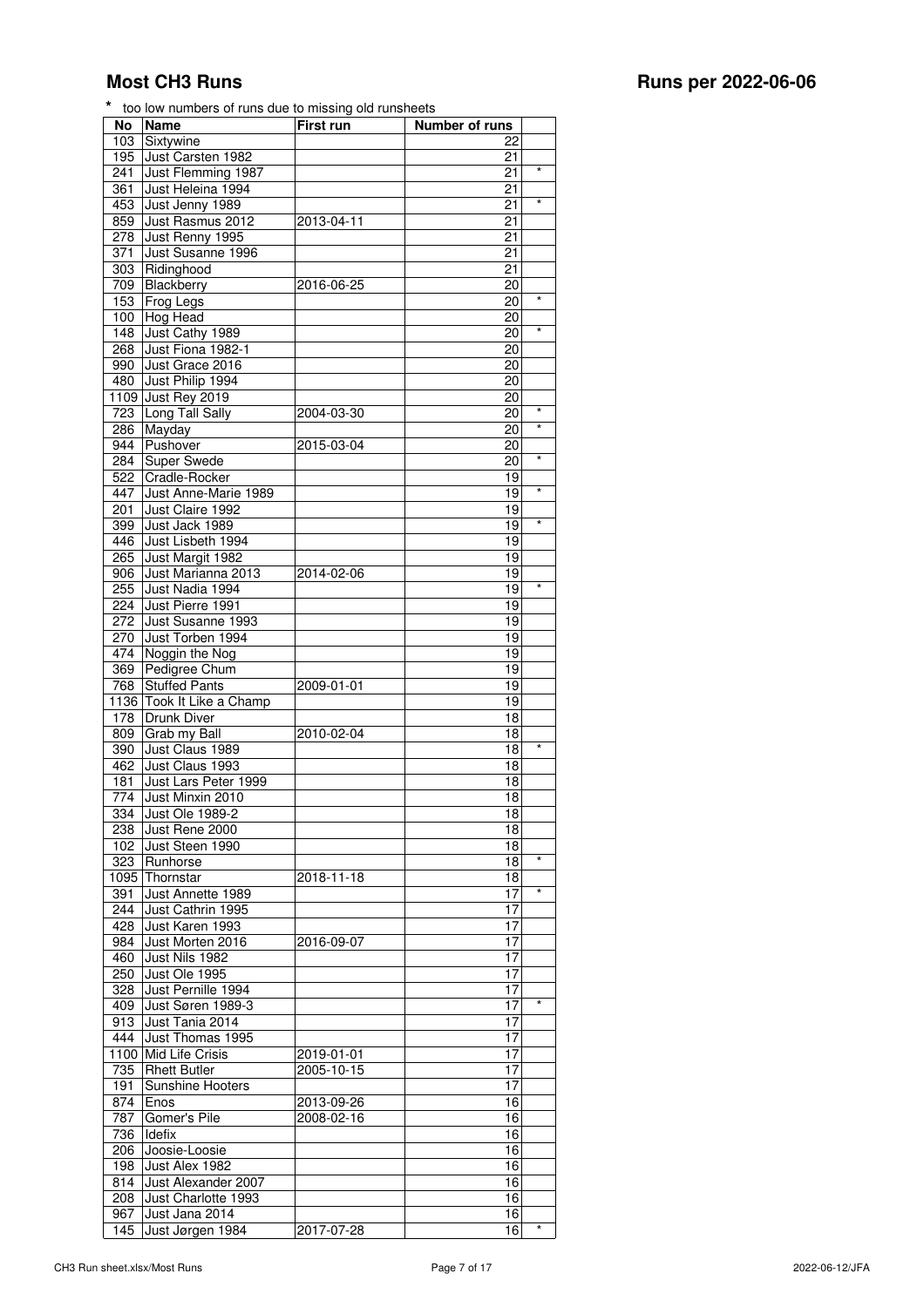# Most CH3 Runs

**Runs per 2022-06-06**

\* too low numbers of runs due to missing old runsheets

| No | Name | First run | Number of runs | |
|---|---|---|---|---|
| 103 | Sixtywine | | 22 | |
| 195 | Just Carsten 1982 | | 21 | |
| 241 | Just Flemming 1987 | | 21 | * |
| 361 | Just Heleina 1994 | | 21 | |
| 453 | Just Jenny 1989 | | 21 | * |
| 859 | Just Rasmus 2012 | 2013-04-11 | 21 | |
| 278 | Just Renny 1995 | | 21 | |
| 371 | Just Susanne 1996 | | 21 | |
| 303 | Ridinghood | | 21 | |
| 709 | Blackberry | 2016-06-25 | 20 | |
| 153 | Frog Legs | | 20 | * |
| 100 | Hog Head | | 20 | |
| 148 | Just Cathy 1989 | | 20 | * |
| 268 | Just Fiona 1982-1 | | 20 | |
| 990 | Just Grace 2016 | | 20 | |
| 480 | Just Philip 1994 | | 20 | |
| 1109 | Just Rey 2019 | | 20 | |
| 723 | Long Tall Sally | 2004-03-30 | 20 | * |
| 286 | Mayday | | 20 | * |
| 944 | Pushover | 2015-03-04 | 20 | |
| 284 | Super Swede | | 20 | * |
| 522 | Cradle-Rocker | | 19 | |
| 447 | Just Anne-Marie 1989 | | 19 | * |
| 201 | Just Claire 1992 | | 19 | |
| 399 | Just Jack 1989 | | 19 | * |
| 446 | Just Lisbeth 1994 | | 19 | |
| 265 | Just Margit 1982 | | 19 | |
| 906 | Just Marianna 2013 | 2014-02-06 | 19 | |
| 255 | Just Nadia 1994 | | 19 | * |
| 224 | Just Pierre 1991 | | 19 | |
| 272 | Just Susanne 1993 | | 19 | |
| 270 | Just Torben 1994 | | 19 | |
| 474 | Noggin the Nog | | 19 | |
| 369 | Pedigree Chum | | 19 | |
| 768 | Stuffed Pants | 2009-01-01 | 19 | |
| 1136 | Took It Like a Champ | | 19 | |
| 178 | Drunk Diver | | 18 | |
| 809 | Grab my Ball | 2010-02-04 | 18 | |
| 390 | Just Claus 1989 | | 18 | * |
| 462 | Just Claus 1993 | | 18 | |
| 181 | Just Lars Peter 1999 | | 18 | |
| 774 | Just Minxin 2010 | | 18 | |
| 334 | Just Ole 1989-2 | | 18 | |
| 238 | Just Rene 2000 | | 18 | |
| 102 | Just Steen 1990 | | 18 | |
| 323 | Runhorse | | 18 | * |
| 1095 | Thornstar | 2018-11-18 | 18 | |
| 391 | Just Annette 1989 | | 17 | * |
| 244 | Just Cathrin 1995 | | 17 | |
| 428 | Just Karen 1993 | | 17 | |
| 984 | Just Morten 2016 | 2016-09-07 | 17 | |
| 460 | Just Nils 1982 | | 17 | |
| 250 | Just Ole 1995 | | 17 | |
| 328 | Just Pernille 1994 | | 17 | |
| 409 | Just Søren 1989-3 | | 17 | * |
| 913 | Just Tania 2014 | | 17 | |
| 444 | Just Thomas 1995 | | 17 | |
| 1100 | Mid Life Crisis | 2019-01-01 | 17 | |
| 735 | Rhett Butler | 2005-10-15 | 17 | |
| 191 | Sunshine Hooters | | 17 | |
| 874 | Enos | 2013-09-26 | 16 | |
| 787 | Gomer's Pile | 2008-02-16 | 16 | |
| 736 | Idefix | | 16 | |
| 206 | Joosie-Loosie | | 16 | |
| 198 | Just Alex 1982 | | 16 | |
| 814 | Just Alexander 2007 | | 16 | |
| 208 | Just Charlotte 1993 | | 16 | |
| 967 | Just Jana 2014 | | 16 | |
| 145 | Just Jørgen 1984 | 2017-07-28 | 16 | * |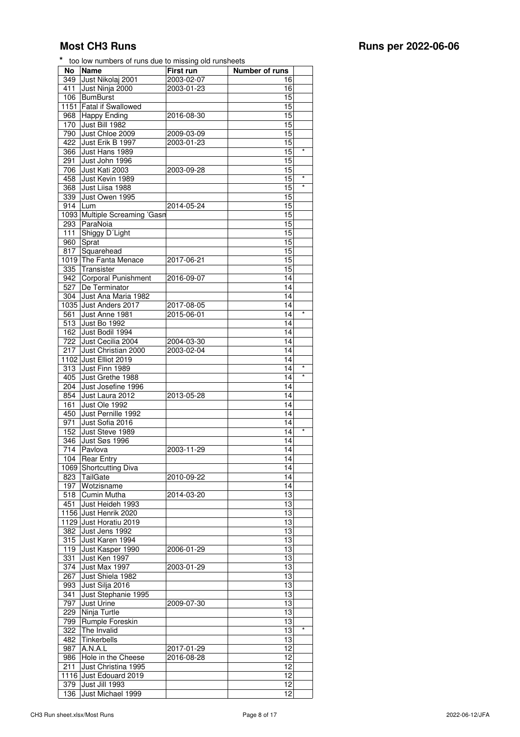# Most CH3 Runs

# Runs per 2022-06-06

\* too low numbers of runs due to missing old runsheets

| No | Name | First run | Number of runs | |
|---|---|---|---|---|
| 349 | Just Nikolaj 2001 | 2003-02-07 | 16 | |
| 411 | Just Ninja 2000 | 2003-01-23 | 16 | |
| 106 | BumBurst | | 15 | |
| 1151 | Fatal if Swallowed | | 15 | |
| 968 | Happy Ending | 2016-08-30 | 15 | |
| 170 | Just Bill 1982 | | 15 | |
| 790 | Just Chloe 2009 | 2009-03-09 | 15 | |
| 422 | Just Erik B 1997 | 2003-01-23 | 15 | |
| 366 | Just Hans 1989 | | 15 | * |
| 291 | Just John 1996 | | 15 | |
| 706 | Just Kati 2003 | 2003-09-28 | 15 | |
| 458 | Just Kevin 1989 | | 15 | * |
| 368 | Just Liisa 1988 | | 15 | * |
| 339 | Just Owen 1995 | | 15 | |
| 914 | Lum | 2014-05-24 | 15 | |
| 1093 | Multiple Screaming 'Gasm | | 15 | |
| 293 | ParaNoia | | 15 | |
| 111 | Shiggy D´Light | | 15 | |
| 960 | Sprat | | 15 | |
| 817 | Squarehead | | 15 | |
| 1019 | The Fanta Menace | 2017-06-21 | 15 | |
| 335 | Transister | | 15 | |
| 942 | Corporal Punishment | 2016-09-07 | 14 | |
| 527 | De Terminator | | 14 | |
| 304 | Just Ana Maria 1982 | | 14 | |
| 1035 | Just Anders 2017 | 2017-08-05 | 14 | |
| 561 | Just Anne 1981 | 2015-06-01 | 14 | * |
| 513 | Just Bo 1992 | | 14 | |
| 162 | Just Bodil 1994 | | 14 | |
| 722 | Just Cecilia 2004 | 2004-03-30 | 14 | |
| 217 | Just Christian 2000 | 2003-02-04 | 14 | |
| 1102 | Just Elliot 2019 | | 14 | |
| 313 | Just Finn 1989 | | 14 | * |
| 405 | Just Grethe 1988 | | 14 | * |
| 204 | Just Josefine 1996 | | 14 | |
| 854 | Just Laura 2012 | 2013-05-28 | 14 | |
| 161 | Just Ole 1992 | | 14 | |
| 450 | Just Pernille 1992 | | 14 | |
| 971 | Just Sofia 2016 | | 14 | |
| 152 | Just Steve 1989 | | 14 | * |
| 346 | Just Søs 1996 | | 14 | |
| 714 | Pavlova | 2003-11-29 | 14 | |
| 104 | Rear Entry | | 14 | |
| 1069 | Shortcutting Diva | | 14 | |
| 823 | TailGate | 2010-09-22 | 14 | |
| 197 | Wotzisname | | 14 | |
| 518 | Cumin Mutha | 2014-03-20 | 13 | |
| 451 | Just Heideh 1993 | | 13 | |
| 1156 | Just Henrik 2020 | | 13 | |
| 1129 | Just Horatiu 2019 | | 13 | |
| 382 | Just Jens 1992 | | 13 | |
| 315 | Just Karen 1994 | | 13 | |
| 119 | Just Kasper 1990 | 2006-01-29 | 13 | |
| 331 | Just Ken 1997 | | 13 | |
| 374 | Just Max 1997 | 2003-01-29 | 13 | |
| 267 | Just Shiela 1982 | | 13 | |
| 993 | Just Silja 2016 | | 13 | |
| 341 | Just Stephanie 1995 | | 13 | |
| 797 | Just Urine | 2009-07-30 | 13 | |
| 229 | Ninja Turtle | | 13 | |
| 799 | Rumple Foreskin | | 13 | |
| 322 | The Invalid | | 13 | * |
| 482 | Tinkerbells | | 13 | |
| 987 | A.N.A.L | 2017-01-29 | 12 | |
| 986 | Hole in the Cheese | 2016-08-28 | 12 | |
| 211 | Just Christina 1995 | | 12 | |
| 1116 | Just Edouard 2019 | | 12 | |
| 379 | Just Jill 1993 | | 12 | |
| 136 | Just Michael 1999 | | 12 | |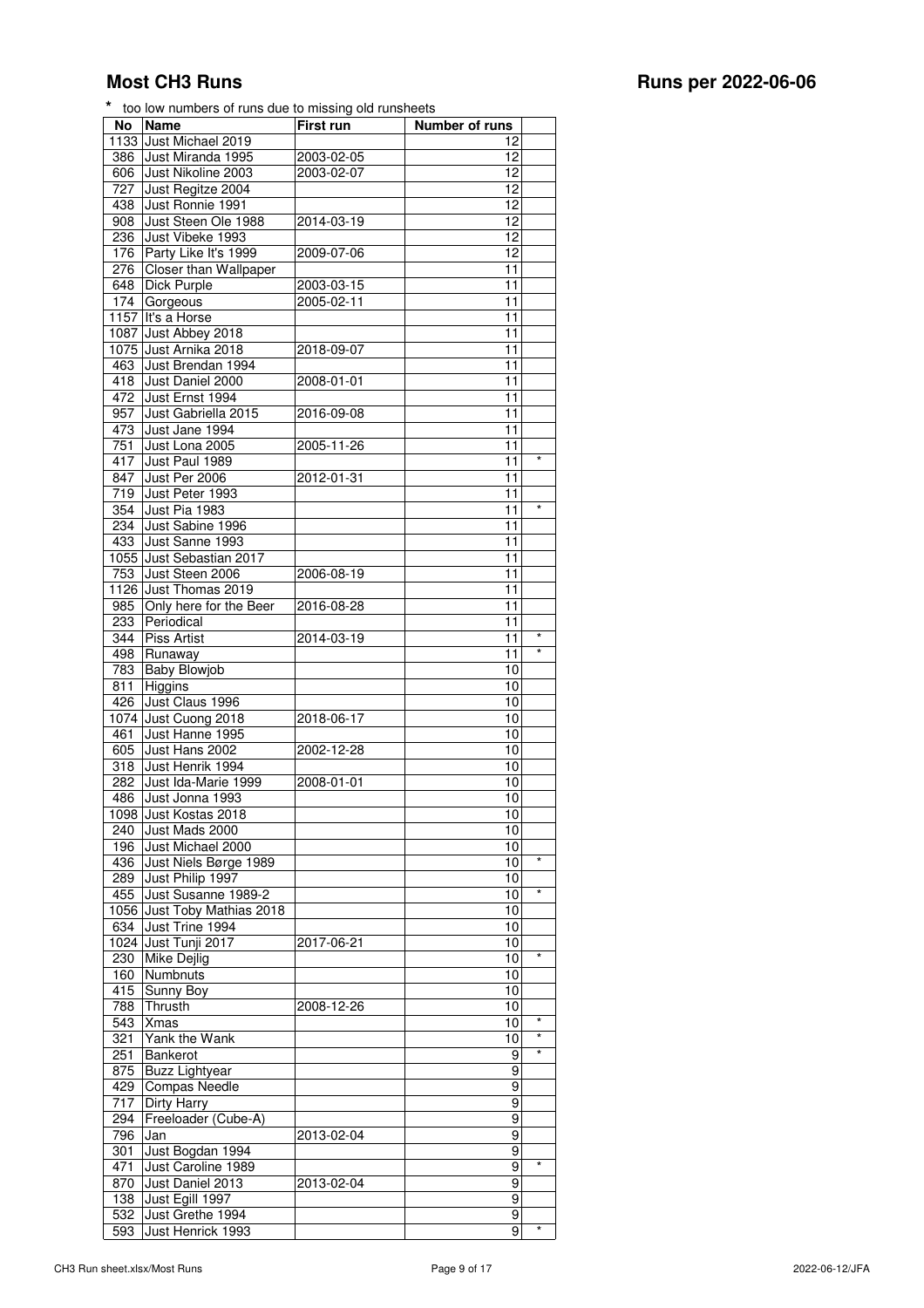# Most CH3 Runs

## Runs per 2022-06-06

* too low numbers of runs due to missing old runsheets

| No | Name | First run | Number of runs | |
|---|---|---|---|---|
| 1133 | Just Michael 2019 | | 12 | |
| 386 | Just Miranda 1995 | 2003-02-05 | 12 | |
| 606 | Just Nikoline 2003 | 2003-02-07 | 12 | |
| 727 | Just Regitze 2004 | | 12 | |
| 438 | Just Ronnie 1991 | | 12 | |
| 908 | Just Steen Ole 1988 | 2014-03-19 | 12 | |
| 236 | Just Vibeke 1993 | | 12 | |
| 176 | Party Like It's 1999 | 2009-07-06 | 12 | |
| 276 | Closer than Wallpaper | | 11 | |
| 648 | Dick Purple | 2003-03-15 | 11 | |
| 174 | Gorgeous | 2005-02-11 | 11 | |
| 1157 | It's a Horse | | 11 | |
| 1087 | Just Abbey 2018 | | 11 | |
| 1075 | Just Arnika 2018 | 2018-09-07 | 11 | |
| 463 | Just Brendan 1994 | | 11 | |
| 418 | Just Daniel 2000 | 2008-01-01 | 11 | |
| 472 | Just Ernst 1994 | | 11 | |
| 957 | Just Gabriella 2015 | 2016-09-08 | 11 | |
| 473 | Just Jane 1994 | | 11 | |
| 751 | Just Lona 2005 | 2005-11-26 | 11 | |
| 417 | Just Paul 1989 | | 11 | * |
| 847 | Just Per 2006 | 2012-01-31 | 11 | |
| 719 | Just Peter 1993 | | 11 | |
| 354 | Just Pia 1983 | | 11 | * |
| 234 | Just Sabine 1996 | | 11 | |
| 433 | Just Sanne 1993 | | 11 | |
| 1055 | Just Sebastian 2017 | | 11 | |
| 753 | Just Steen 2006 | 2006-08-19 | 11 | |
| 1126 | Just Thomas 2019 | | 11 | |
| 985 | Only here for the Beer | 2016-08-28 | 11 | |
| 233 | Periodical | | 11 | |
| 344 | Piss Artist | 2014-03-19 | 11 | * |
| 498 | Runaway | | 11 | * |
| 783 | Baby Blowjob | | 10 | |
| 811 | Higgins | | 10 | |
| 426 | Just Claus 1996 | | 10 | |
| 1074 | Just Cuong 2018 | 2018-06-17 | 10 | |
| 461 | Just Hanne 1995 | | 10 | |
| 605 | Just Hans 2002 | 2002-12-28 | 10 | |
| 318 | Just Henrik 1994 | | 10 | |
| 282 | Just Ida-Marie 1999 | 2008-01-01 | 10 | |
| 486 | Just Jonna 1993 | | 10 | |
| 1098 | Just Kostas 2018 | | 10 | |
| 240 | Just Mads 2000 | | 10 | |
| 196 | Just Michael 2000 | | 10 | |
| 436 | Just Niels Børge 1989 | | 10 | * |
| 289 | Just Philip 1997 | | 10 | |
| 455 | Just Susanne 1989-2 | | 10 | * |
| 1056 | Just Toby Mathias 2018 | | 10 | |
| 634 | Just Trine 1994 | | 10 | |
| 1024 | Just Tunji 2017 | 2017-06-21 | 10 | |
| 230 | Mike Dejlig | | 10 | * |
| 160 | Numbnuts | | 10 | |
| 415 | Sunny Boy | | 10 | |
| 788 | Thrusth | 2008-12-26 | 10 | |
| 543 | Xmas | | 10 | * |
| 321 | Yank the Wank | | 10 | * |
| 251 | Bankerot | | 9 | * |
| 875 | Buzz Lightyear | | 9 | |
| 429 | Compas Needle | | 9 | |
| 717 | Dirty Harry | | 9 | |
| 294 | Freeloader (Cube-A) | | 9 | |
| 796 | Jan | 2013-02-04 | 9 | |
| 301 | Just Bogdan 1994 | | 9 | |
| 471 | Just Caroline 1989 | | 9 | * |
| 870 | Just Daniel 2013 | 2013-02-04 | 9 | |
| 138 | Just Egill 1997 | | 9 | |
| 532 | Just Grethe 1994 | | 9 | |
| 593 | Just Henrick 1993 | | 9 | * |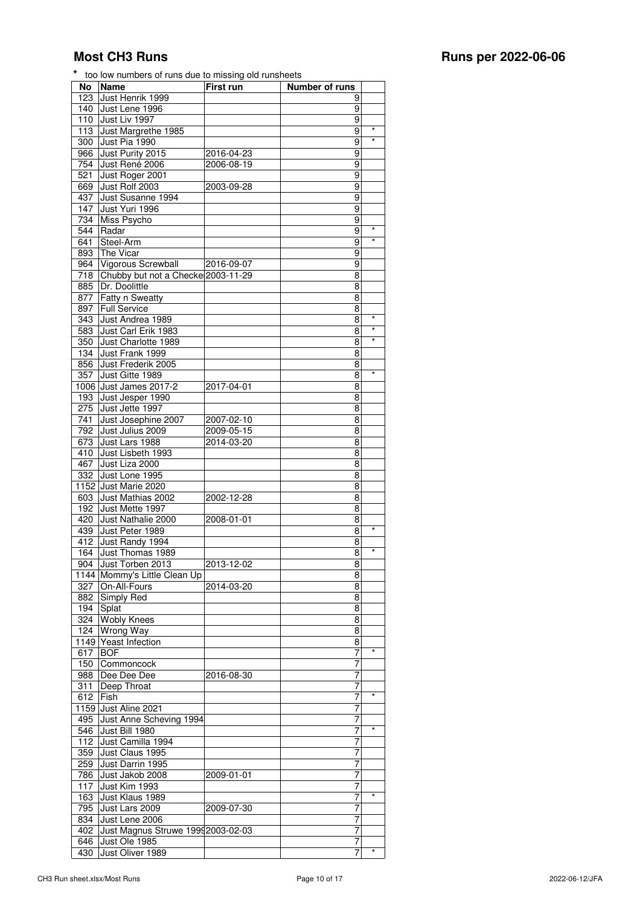# Most CH3 Runs

## Runs per 2022-06-06

\* too low numbers of runs due to missing old runsheets

| No | Name | First run | Number of runs | |
|---|---|---|---|---|
| 123 | Just Henrik 1999 | | 9 | |
| 140 | Just Lene 1996 | | 9 | |
| 110 | Just Liv 1997 | | 9 | |
| 113 | Just Margrethe 1985 | | 9 | * |
| 300 | Just Pia 1990 | | 9 | * |
| 966 | Just Purity 2015 | 2016-04-23 | 9 | |
| 754 | Just René 2006 | 2006-08-19 | 9 | |
| 521 | Just Roger 2001 | | 9 | |
| 669 | Just Rolf 2003 | 2003-09-28 | 9 | |
| 437 | Just Susanne 1994 | | 9 | |
| 147 | Just Yuri 1996 | | 9 | |
| 734 | Miss Psycho | | 9 | |
| 544 | Radar | | 9 | * |
| 641 | Steel-Arm | | 9 | * |
| 893 | The Vicar | | 9 | |
| 964 | Vigorous Screwball | 2016-09-07 | 9 | |
| 718 | Chubby but not a Checke | 2003-11-29 | 8 | |
| 885 | Dr. Doolittle | | 8 | |
| 877 | Fatty n Sweatty | | 8 | |
| 897 | Full Service | | 8 | |
| 343 | Just Andrea 1989 | | 8 | * |
| 583 | Just Carl Erik 1983 | | 8 | * |
| 350 | Just Charlotte 1989 | | 8 | * |
| 134 | Just Frank 1999 | | 8 | |
| 856 | Just Frederik 2005 | | 8 | |
| 357 | Just Gitte 1989 | | 8 | * |
| 1006 | Just James 2017-2 | 2017-04-01 | 8 | |
| 193 | Just Jesper 1990 | | 8 | |
| 275 | Just Jette 1997 | | 8 | |
| 741 | Just Josephine 2007 | 2007-02-10 | 8 | |
| 792 | Just Julius 2009 | 2009-05-15 | 8 | |
| 673 | Just Lars 1988 | 2014-03-20 | 8 | |
| 410 | Just Lisbeth 1993 | | 8 | |
| 467 | Just Liza 2000 | | 8 | |
| 332 | Just Lone 1995 | | 8 | |
| 1152 | Just Marie 2020 | | 8 | |
| 603 | Just Mathias 2002 | 2002-12-28 | 8 | |
| 192 | Just Mette 1997 | | 8 | |
| 420 | Just Nathalie 2000 | 2008-01-01 | 8 | |
| 439 | Just Peter 1989 | | 8 | * |
| 412 | Just Randy 1994 | | 8 | |
| 164 | Just Thomas 1989 | | 8 | * |
| 904 | Just Torben 2013 | 2013-12-02 | 8 | |
| 1144 | Mommy's Little Clean Up | | 8 | |
| 327 | On-All-Fours | 2014-03-20 | 8 | |
| 882 | Simply Red | | 8 | |
| 194 | Splat | | 8 | |
| 324 | Wobly Knees | | 8 | |
| 124 | Wrong Way | | 8 | |
| 1149 | Yeast Infection | | 8 | |
| 617 | BOF | | 7 | * |
| 150 | Commoncock | | 7 | |
| 988 | Dee Dee Dee | 2016-08-30 | 7 | |
| 311 | Deep Throat | | 7 | |
| 612 | Fish | | 7 | * |
| 1159 | Just Aline 2021 | | 7 | |
| 495 | Just Anne Scheving 1994 | | 7 | |
| 546 | Just Bill 1980 | | 7 | * |
| 112 | Just Camilla 1994 | | 7 | |
| 359 | Just Claus 1995 | | 7 | |
| 259 | Just Darrin 1995 | | 7 | |
| 786 | Just Jakob 2008 | 2009-01-01 | 7 | |
| 117 | Just Kim 1993 | | 7 | |
| 163 | Just Klaus 1989 | | 7 | * |
| 795 | Just Lars 2009 | 2009-07-30 | 7 | |
| 834 | Just Lene 2006 | | 7 | |
| 402 | Just Magnus Struwe 1999 | 2003-02-03 | 7 | |
| 646 | Just Ole 1985 | | 7 | |
| 430 | Just Oliver 1989 | | 7 | * |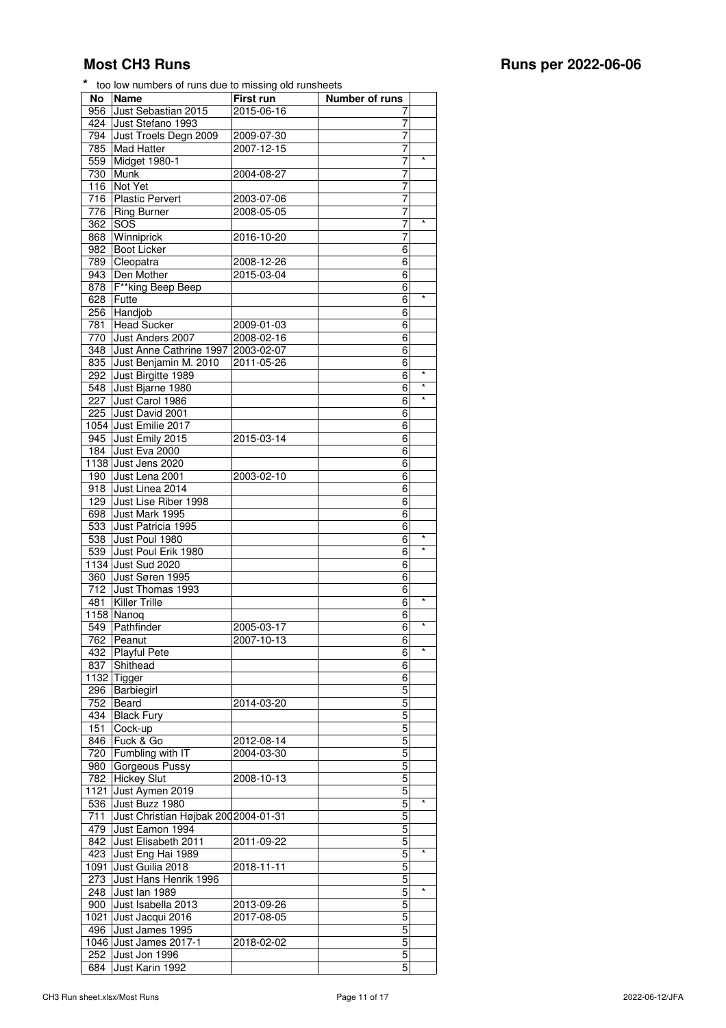# Most CH3 Runs

## Runs per 2022-06-06

* too low numbers of runs due to missing old runsheets

| No | Name | First run | Number of runs | |
|---|---|---|---|---|
| 956 | Just Sebastian 2015 | 2015-06-16 | 7 | |
| 424 | Just Stefano 1993 | | 7 | |
| 794 | Just Troels Degn 2009 | 2009-07-30 | 7 | |
| 785 | Mad Hatter | 2007-12-15 | 7 | |
| 559 | Midget 1980-1 | | 7 | * |
| 730 | Munk | 2004-08-27 | 7 | |
| 116 | Not Yet | | 7 | |
| 716 | Plastic Pervert | 2003-07-06 | 7 | |
| 776 | Ring Burner | 2008-05-05 | 7 | |
| 362 | SOS | | 7 | * |
| 868 | Winniprick | 2016-10-20 | 7 | |
| 982 | Boot Licker | | 6 | |
| 789 | Cleopatra | 2008-12-26 | 6 | |
| 943 | Den Mother | 2015-03-04 | 6 | |
| 878 | F**king Beep Beep | | 6 | |
| 628 | Futte | | 6 | * |
| 256 | Handjob | | 6 | |
| 781 | Head Sucker | 2009-01-03 | 6 | |
| 770 | Just Anders 2007 | 2008-02-16 | 6 | |
| 348 | Just Anne Cathrine 1997 | 2003-02-07 | 6 | |
| 835 | Just Benjamin M. 2010 | 2011-05-26 | 6 | |
| 292 | Just Birgitte 1989 | | 6 | * |
| 548 | Just Bjarne 1980 | | 6 | * |
| 227 | Just Carol 1986 | | 6 | * |
| 225 | Just David 2001 | | 6 | |
| 1054 | Just Emilie 2017 | | 6 | |
| 945 | Just Emily 2015 | 2015-03-14 | 6 | |
| 184 | Just Eva 2000 | | 6 | |
| 1138 | Just Jens 2020 | | 6 | |
| 190 | Just Lena 2001 | 2003-02-10 | 6 | |
| 918 | Just Linea 2014 | | 6 | |
| 129 | Just Lise Riber 1998 | | 6 | |
| 698 | Just Mark 1995 | | 6 | |
| 533 | Just Patricia 1995 | | 6 | |
| 538 | Just Poul 1980 | | 6 | * |
| 539 | Just Poul Erik 1980 | | 6 | * |
| 1134 | Just Sud 2020 | | 6 | |
| 360 | Just Søren 1995 | | 6 | |
| 712 | Just Thomas 1993 | | 6 | |
| 481 | Killer Trille | | 6 | * |
| 1158 | Nanoq | | 6 | |
| 549 | Pathfinder | 2005-03-17 | 6 | * |
| 762 | Peanut | 2007-10-13 | 6 | |
| 432 | Playful Pete | | 6 | * |
| 837 | Shithead | | 6 | |
| 1132 | Tigger | | 6 | |
| 296 | Barbiegirl | | 5 | |
| 752 | Beard | 2014-03-20 | 5 | |
| 434 | Black Fury | | 5 | |
| 151 | Cock-up | | 5 | |
| 846 | Fuck & Go | 2012-08-14 | 5 | |
| 720 | Fumbling with IT | 2004-03-30 | 5 | |
| 980 | Gorgeous Pussy | | 5 | |
| 782 | Hickey Slut | 2008-10-13 | 5 | |
| 1121 | Just Aymen 2019 | | 5 | |
| 536 | Just Buzz 1980 | | 5 | * |
| 711 | Just Christian Højbak 200 | 2004-01-31 | 5 | |
| 479 | Just Eamon 1994 | | 5 | |
| 842 | Just Elisabeth 2011 | 2011-09-22 | 5 | |
| 423 | Just Eng Hai 1989 | | 5 | * |
| 1091 | Just Guilia 2018 | 2018-11-11 | 5 | |
| 273 | Just Hans Henrik 1996 | | 5 | |
| 248 | Just Ian 1989 | | 5 | * |
| 900 | Just Isabella 2013 | 2013-09-26 | 5 | |
| 1021 | Just Jacqui 2016 | 2017-08-05 | 5 | |
| 496 | Just James 1995 | | 5 | |
| 1046 | Just James 2017-1 | 2018-02-02 | 5 | |
| 252 | Just Jon 1996 | | 5 | |
| 684 | Just Karin 1992 | | 5 | |

CH3 Run sheet.xlsx/Most Runs — 2022-06-12/JFA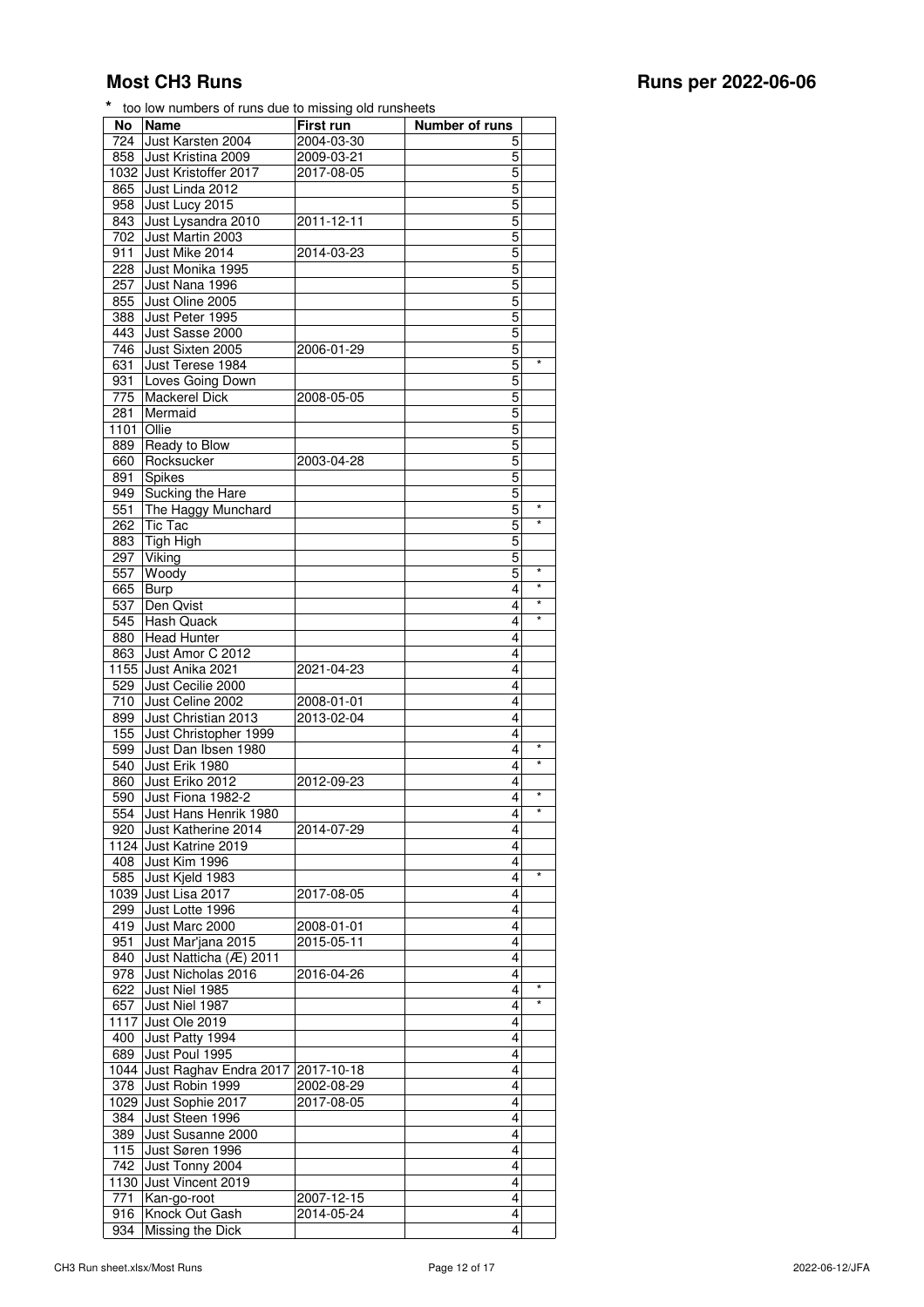# Most CH3 Runs

# Runs per 2022-06-06

\* too low numbers of runs due to missing old runsheets

| No | Name | First run | Number of runs | |
|---|---|---|---|---|
| 724 | Just Karsten 2004 | 2004-03-30 | 5 | |
| 858 | Just Kristina 2009 | 2009-03-21 | 5 | |
| 1032 | Just Kristoffer 2017 | 2017-08-05 | 5 | |
| 865 | Just Linda 2012 | | 5 | |
| 958 | Just Lucy 2015 | | 5 | |
| 843 | Just Lysandra 2010 | 2011-12-11 | 5 | |
| 702 | Just Martin 2003 | | 5 | |
| 911 | Just Mike 2014 | 2014-03-23 | 5 | |
| 228 | Just Monika 1995 | | 5 | |
| 257 | Just Nana 1996 | | 5 | |
| 855 | Just Oline 2005 | | 5 | |
| 388 | Just Peter 1995 | | 5 | |
| 443 | Just Sasse 2000 | | 5 | |
| 746 | Just Sixten 2005 | 2006-01-29 | 5 | |
| 631 | Just Terese 1984 | | 5 | * |
| 931 | Loves Going Down | | 5 | |
| 775 | Mackerel Dick | 2008-05-05 | 5 | |
| 281 | Mermaid | | 5 | |
| 1101 | Ollie | | 5 | |
| 889 | Ready to Blow | | 5 | |
| 660 | Rocksucker | 2003-04-28 | 5 | |
| 891 | Spikes | | 5 | |
| 949 | Sucking the Hare | | 5 | |
| 551 | The Haggy Munchard | | 5 | * |
| 262 | Tic Tac | | 5 | * |
| 883 | Tigh High | | 5 | |
| 297 | Viking | | 5 | |
| 557 | Woody | | 5 | * |
| 665 | Burp | | 4 | * |
| 537 | Den Qvist | | 4 | * |
| 545 | Hash Quack | | 4 | * |
| 880 | Head Hunter | | 4 | |
| 863 | Just Amor C 2012 | | 4 | |
| 1155 | Just Anika 2021 | 2021-04-23 | 4 | |
| 529 | Just Cecilie 2000 | | 4 | |
| 710 | Just Celine 2002 | 2008-01-01 | 4 | |
| 899 | Just Christian 2013 | 2013-02-04 | 4 | |
| 155 | Just Christopher 1999 | | 4 | |
| 599 | Just Dan Ibsen 1980 | | 4 | * |
| 540 | Just Erik 1980 | | 4 | * |
| 860 | Just Eriko 2012 | 2012-09-23 | 4 | |
| 590 | Just Fiona 1982-2 | | 4 | * |
| 554 | Just Hans Henrik 1980 | | 4 | * |
| 920 | Just Katherine 2014 | 2014-07-29 | 4 | |
| 1124 | Just Katrine 2019 | | 4 | |
| 408 | Just Kim 1996 | | 4 | |
| 585 | Just Kjeld 1983 | | 4 | * |
| 1039 | Just Lisa 2017 | 2017-08-05 | 4 | |
| 299 | Just Lotte 1996 | | 4 | |
| 419 | Just Marc 2000 | 2008-01-01 | 4 | |
| 951 | Just Mar'jana 2015 | 2015-05-11 | 4 | |
| 840 | Just Natticha (Æ) 2011 | | 4 | |
| 978 | Just Nicholas 2016 | 2016-04-26 | 4 | |
| 622 | Just Niel 1985 | | 4 | * |
| 657 | Just Niel 1987 | | 4 | * |
| 1117 | Just Ole 2019 | | 4 | |
| 400 | Just Patty 1994 | | 4 | |
| 689 | Just Poul 1995 | | 4 | |
| 1044 | Just Raghav Endra 2017 | 2017-10-18 | 4 | |
| 378 | Just Robin 1999 | 2002-08-29 | 4 | |
| 1029 | Just Sophie 2017 | 2017-08-05 | 4 | |
| 384 | Just Steen 1996 | | 4 | |
| 389 | Just Susanne 2000 | | 4 | |
| 115 | Just Søren 1996 | | 4 | |
| 742 | Just Tonny 2004 | | 4 | |
| 1130 | Just Vincent 2019 | | 4 | |
| 771 | Kan-go-root | 2007-12-15 | 4 | |
| 916 | Knock Out Gash | 2014-05-24 | 4 | |
| 934 | Missing the Dick | | 4 | |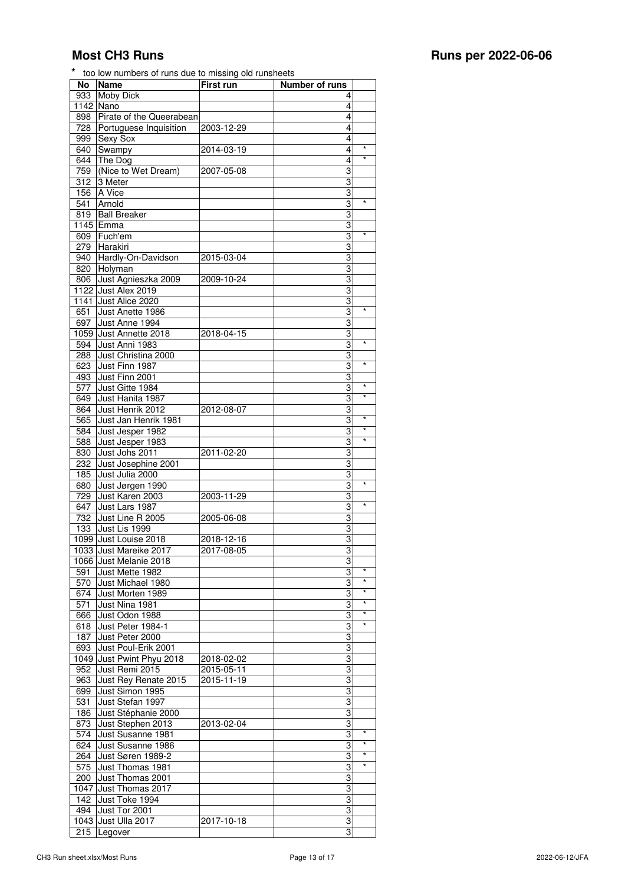# Most CH3 Runs

## Runs per 2022-06-06

\* too low numbers of runs due to missing old runsheets

| No | Name | First run | Number of runs | |
|---|---|---|---|---|
| 933 | Moby Dick | | 4 | |
| 1142 | Nano | | 4 | |
| 898 | Pirate of the Queerabean | | 4 | |
| 728 | Portuguese Inquisition | 2003-12-29 | 4 | |
| 999 | Sexy Sox | | 4 | |
| 640 | Swampy | 2014-03-19 | 4 | * |
| 644 | The Dog | | 4 | * |
| 759 | (Nice to Wet Dream) | 2007-05-08 | 3 | |
| 312 | 3 Meter | | 3 | |
| 156 | A Vice | | 3 | |
| 541 | Arnold | | 3 | * |
| 819 | Ball Breaker | | 3 | |
| 1145 | Emma | | 3 | |
| 609 | Fuch'em | | 3 | * |
| 279 | Harakiri | | 3 | |
| 940 | Hardly-On-Davidson | 2015-03-04 | 3 | |
| 820 | Holyman | | 3 | |
| 806 | Just Agnieszka 2009 | 2009-10-24 | 3 | |
| 1122 | Just Alex 2019 | | 3 | |
| 1141 | Just Alice 2020 | | 3 | |
| 651 | Just Anette 1986 | | 3 | * |
| 697 | Just Anne 1994 | | 3 | |
| 1059 | Just Annette 2018 | 2018-04-15 | 3 | |
| 594 | Just Anni 1983 | | 3 | * |
| 288 | Just Christina 2000 | | 3 | |
| 623 | Just Finn 1987 | | 3 | * |
| 493 | Just Finn 2001 | | 3 | |
| 577 | Just Gitte 1984 | | 3 | * |
| 649 | Just Hanita 1987 | | 3 | * |
| 864 | Just Henrik 2012 | 2012-08-07 | 3 | |
| 565 | Just Jan Henrik 1981 | | 3 | * |
| 584 | Just Jesper 1982 | | 3 | * |
| 588 | Just Jesper 1983 | | 3 | * |
| 830 | Just Johs 2011 | 2011-02-20 | 3 | |
| 232 | Just Josephine 2001 | | 3 | |
| 185 | Just Julia 2000 | | 3 | |
| 680 | Just Jørgen 1990 | | 3 | * |
| 729 | Just Karen 2003 | 2003-11-29 | 3 | |
| 647 | Just Lars 1987 | | 3 | * |
| 732 | Just Line R 2005 | 2005-06-08 | 3 | |
| 133 | Just Lis 1999 | | 3 | |
| 1099 | Just Louise 2018 | 2018-12-16 | 3 | |
| 1033 | Just Mareike 2017 | 2017-08-05 | 3 | |
| 1066 | Just Melanie 2018 | | 3 | |
| 591 | Just Mette 1982 | | 3 | * |
| 570 | Just Michael 1980 | | 3 | * |
| 674 | Just Morten 1989 | | 3 | * |
| 571 | Just Nina 1981 | | 3 | * |
| 666 | Just Odon 1988 | | 3 | * |
| 618 | Just Peter 1984-1 | | 3 | * |
| 187 | Just Peter 2000 | | 3 | |
| 693 | Just Poul-Erik 2001 | | 3 | |
| 1049 | Just Pwint Phyu 2018 | 2018-02-02 | 3 | |
| 952 | Just Remi 2015 | 2015-05-11 | 3 | |
| 963 | Just Rey Renate 2015 | 2015-11-19 | 3 | |
| 699 | Just Simon 1995 | | 3 | |
| 531 | Just Stefan 1997 | | 3 | |
| 186 | Just Stéphanie 2000 | | 3 | |
| 873 | Just Stephen 2013 | 2013-02-04 | 3 | |
| 574 | Just Susanne 1981 | | 3 | * |
| 624 | Just Susanne 1986 | | 3 | * |
| 264 | Just Søren 1989-2 | | 3 | * |
| 575 | Just Thomas 1981 | | 3 | * |
| 200 | Just Thomas 2001 | | 3 | |
| 1047 | Just Thomas 2017 | | 3 | |
| 142 | Just Toke 1994 | | 3 | |
| 494 | Just Tor 2001 | | 3 | |
| 1043 | Just Ulla 2017 | 2017-10-18 | 3 | |
| 215 | Legover | | 3 | |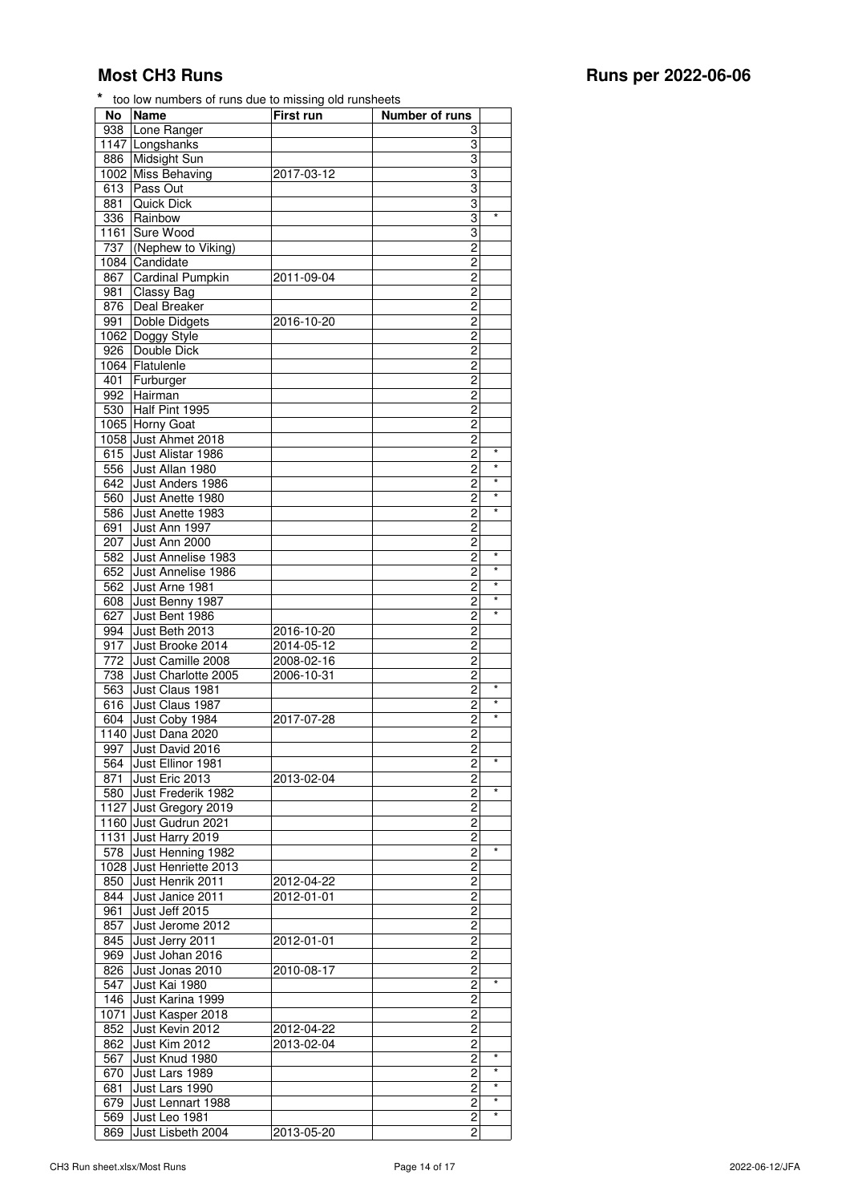# Most CH3 Runs

# Runs per 2022-06-06

\* too low numbers of runs due to missing old runsheets

| No | Name | First run | Number of runs | |
|---|---|---|---|---|
| 938 | Lone Ranger | | 3 | |
| 1147 | Longshanks | | 3 | |
| 886 | Midsight Sun | | 3 | |
| 1002 | Miss Behaving | 2017-03-12 | 3 | |
| 613 | Pass Out | | 3 | |
| 881 | Quick Dick | | 3 | |
| 336 | Rainbow | | 3 | * |
| 1161 | Sure Wood | | 3 | |
| 737 | (Nephew to Viking) | | 2 | |
| 1084 | Candidate | | 2 | |
| 867 | Cardinal Pumpkin | 2011-09-04 | 2 | |
| 981 | Classy Bag | | 2 | |
| 876 | Deal Breaker | | 2 | |
| 991 | Doble Didgets | 2016-10-20 | 2 | |
| 1062 | Doggy Style | | 2 | |
| 926 | Double Dick | | 2 | |
| 1064 | Flatulenle | | 2 | |
| 401 | Furburger | | 2 | |
| 992 | Hairman | | 2 | |
| 530 | Half Pint 1995 | | 2 | |
| 1065 | Horny Goat | | 2 | |
| 1058 | Just Ahmet 2018 | | 2 | |
| 615 | Just Alistar 1986 | | 2 | * |
| 556 | Just Allan 1980 | | 2 | * |
| 642 | Just Anders 1986 | | 2 | * |
| 560 | Just Anette 1980 | | 2 | * |
| 586 | Just Anette 1983 | | 2 | * |
| 691 | Just Ann 1997 | | 2 | |
| 207 | Just Ann 2000 | | 2 | |
| 582 | Just Annelise 1983 | | 2 | * |
| 652 | Just Annelise 1986 | | 2 | * |
| 562 | Just Arne 1981 | | 2 | * |
| 608 | Just Benny 1987 | | 2 | * |
| 627 | Just Bent 1986 | | 2 | * |
| 994 | Just Beth 2013 | 2016-10-20 | 2 | |
| 917 | Just Brooke 2014 | 2014-05-12 | 2 | |
| 772 | Just Camille 2008 | 2008-02-16 | 2 | |
| 738 | Just Charlotte 2005 | 2006-10-31 | 2 | |
| 563 | Just Claus 1981 | | 2 | * |
| 616 | Just Claus 1987 | | 2 | * |
| 604 | Just Coby 1984 | 2017-07-28 | 2 | * |
| 1140 | Just Dana 2020 | | 2 | |
| 997 | Just David 2016 | | 2 | |
| 564 | Just Ellinor 1981 | | 2 | * |
| 871 | Just Eric 2013 | 2013-02-04 | 2 | |
| 580 | Just Frederik 1982 | | 2 | * |
| 1127 | Just Gregory 2019 | | 2 | |
| 1160 | Just Gudrun 2021 | | 2 | |
| 1131 | Just Harry 2019 | | 2 | |
| 578 | Just Henning 1982 | | 2 | * |
| 1028 | Just Henriette 2013 | | 2 | |
| 850 | Just Henrik 2011 | 2012-04-22 | 2 | |
| 844 | Just Janice 2011 | 2012-01-01 | 2 | |
| 961 | Just Jeff 2015 | | 2 | |
| 857 | Just Jerome 2012 | | 2 | |
| 845 | Just Jerry 2011 | 2012-01-01 | 2 | |
| 969 | Just Johan 2016 | | 2 | |
| 826 | Just Jonas 2010 | 2010-08-17 | 2 | |
| 547 | Just Kai 1980 | | 2 | * |
| 146 | Just Karina 1999 | | 2 | |
| 1071 | Just Kasper 2018 | | 2 | |
| 852 | Just Kevin 2012 | 2012-04-22 | 2 | |
| 862 | Just Kim 2012 | 2013-02-04 | 2 | |
| 567 | Just Knud 1980 | | 2 | * |
| 670 | Just Lars 1989 | | 2 | * |
| 681 | Just Lars 1990 | | 2 | * |
| 679 | Just Lennart 1988 | | 2 | * |
| 569 | Just Leo 1981 | | 2 | * |
| 869 | Just Lisbeth 2004 | 2013-05-20 | 2 | |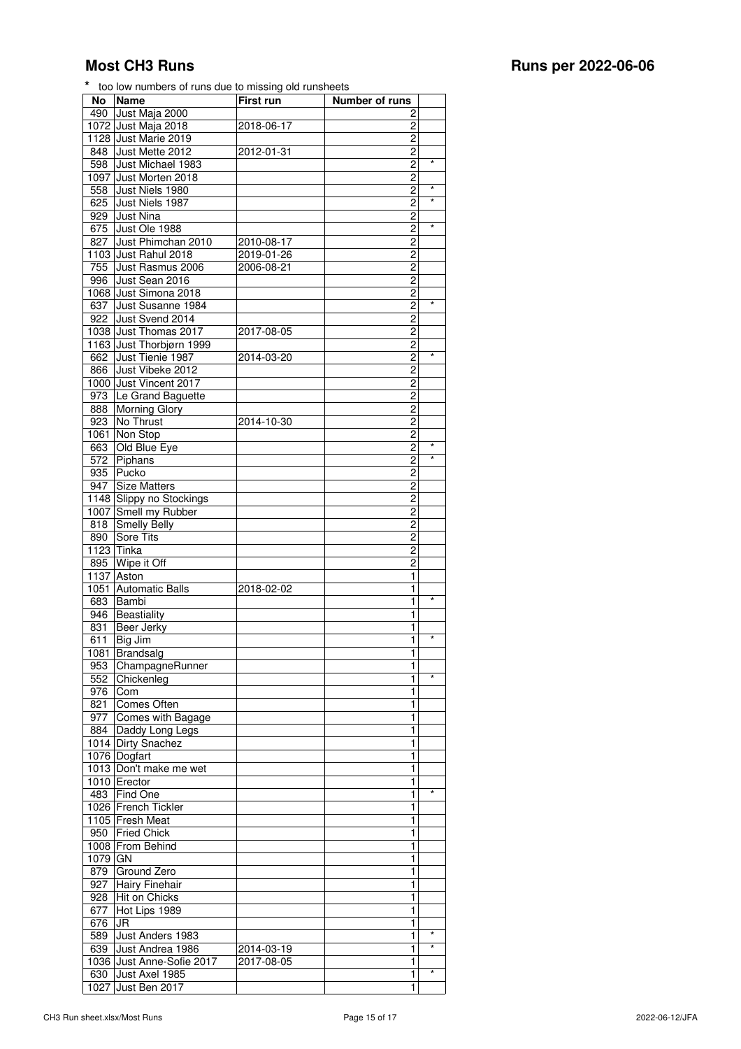# Most CH3 Runs

## Runs per 2022-06-06

\* too low numbers of runs due to missing old runsheets

| No | Name | First run | Number of runs | |
|---|---|---|---|---|
| 490 | Just Maja 2000 | | 2 | |
| 1072 | Just Maja 2018 | 2018-06-17 | 2 | |
| 1128 | Just Marie 2019 | | 2 | |
| 848 | Just Mette 2012 | 2012-01-31 | 2 | |
| 598 | Just Michael 1983 | | 2 | * |
| 1097 | Just Morten 2018 | | 2 | |
| 558 | Just Niels 1980 | | 2 | * |
| 625 | Just Niels 1987 | | 2 | * |
| 929 | Just Nina | | 2 | |
| 675 | Just Ole 1988 | | 2 | * |
| 827 | Just Phimchan 2010 | 2010-08-17 | 2 | |
| 1103 | Just Rahul 2018 | 2019-01-26 | 2 | |
| 755 | Just Rasmus 2006 | 2006-08-21 | 2 | |
| 996 | Just Sean 2016 | | 2 | |
| 1068 | Just Simona 2018 | | 2 | |
| 637 | Just Susanne 1984 | | 2 | * |
| 922 | Just Svend 2014 | | 2 | |
| 1038 | Just Thomas 2017 | 2017-08-05 | 2 | |
| 1163 | Just Thorbjørn 1999 | | 2 | |
| 662 | Just Tienie 1987 | 2014-03-20 | 2 | * |
| 866 | Just Vibeke 2012 | | 2 | |
| 1000 | Just Vincent 2017 | | 2 | |
| 973 | Le Grand Baguette | | 2 | |
| 888 | Morning Glory | | 2 | |
| 923 | No Thrust | 2014-10-30 | 2 | |
| 1061 | Non Stop | | 2 | |
| 663 | Old Blue Eye | | 2 | * |
| 572 | Piphans | | 2 | * |
| 935 | Pucko | | 2 | |
| 947 | Size Matters | | 2 | |
| 1148 | Slippy no Stockings | | 2 | |
| 1007 | Smell my Rubber | | 2 | |
| 818 | Smelly Belly | | 2 | |
| 890 | Sore Tits | | 2 | |
| 1123 | Tinka | | 2 | |
| 895 | Wipe it Off | | 2 | |
| 1137 | Aston | | 1 | |
| 1051 | Automatic Balls | 2018-02-02 | 1 | |
| 683 | Bambi | | 1 | * |
| 946 | Beastiality | | 1 | |
| 831 | Beer Jerky | | 1 | |
| 611 | Big Jim | | 1 | * |
| 1081 | Brandsalg | | 1 | |
| 953 | ChampagneRunner | | 1 | |
| 552 | Chickenleg | | 1 | * |
| 976 | Com | | 1 | |
| 821 | Comes Often | | 1 | |
| 977 | Comes with Bagage | | 1 | |
| 884 | Daddy Long Legs | | 1 | |
| 1014 | Dirty Snachez | | 1 | |
| 1076 | Dogfart | | 1 | |
| 1013 | Don't make me wet | | 1 | |
| 1010 | Erector | | 1 | |
| 483 | Find One | | 1 | * |
| 1026 | French Tickler | | 1 | |
| 1105 | Fresh Meat | | 1 | |
| 950 | Fried Chick | | 1 | |
| 1008 | From Behind | | 1 | |
| 1079 | GN | | 1 | |
| 879 | Ground Zero | | 1 | |
| 927 | Hairy Finehair | | 1 | |
| 928 | Hit on Chicks | | 1 | |
| 677 | Hot Lips 1989 | | 1 | |
| 676 | JR | | 1 | |
| 589 | Just Anders 1983 | | 1 | * |
| 639 | Just Andrea 1986 | 2014-03-19 | 1 | * |
| 1036 | Just Anne-Sofie 2017 | 2017-08-05 | 1 | |
| 630 | Just Axel 1985 | | 1 | * |
| 1027 | Just Ben 2017 | | 1 | |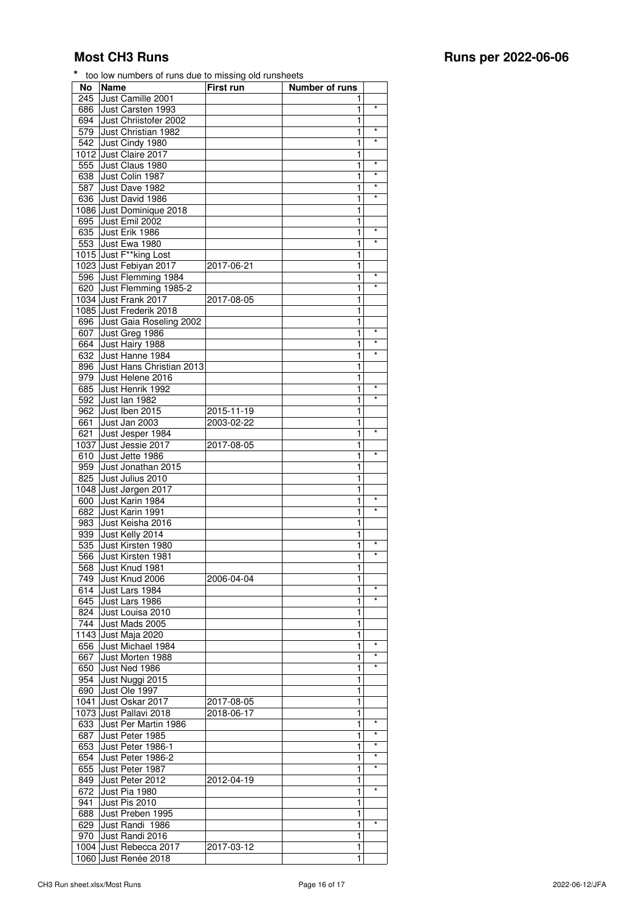# Most CH3 Runs

## Runs per 2022-06-06

\* too low numbers of runs due to missing old runsheets

| No | Name | First run | Number of runs | |
|---|---|---|---|---|
| 245 | Just Camille 2001 | | 1 | |
| 686 | Just Carsten 1993 | | 1 | * |
| 694 | Just Chriistofer 2002 | | 1 | |
| 579 | Just Christian 1982 | | 1 | * |
| 542 | Just Cindy 1980 | | 1 | * |
| 1012 | Just Claire 2017 | | 1 | |
| 555 | Just Claus 1980 | | 1 | * |
| 638 | Just Colin 1987 | | 1 | * |
| 587 | Just Dave 1982 | | 1 | * |
| 636 | Just David 1986 | | 1 | * |
| 1086 | Just Dominique 2018 | | 1 | |
| 695 | Just Emil 2002 | | 1 | |
| 635 | Just Erik 1986 | | 1 | * |
| 553 | Just Ewa 1980 | | 1 | * |
| 1015 | Just F**king Lost | | 1 | |
| 1023 | Just Febiyan 2017 | 2017-06-21 | 1 | |
| 596 | Just Flemming 1984 | | 1 | * |
| 620 | Just Flemming 1985-2 | | 1 | * |
| 1034 | Just Frank 2017 | 2017-08-05 | 1 | |
| 1085 | Just Frederik 2018 | | 1 | |
| 696 | Just Gaia Roseling 2002 | | 1 | |
| 607 | Just Greg 1986 | | 1 | * |
| 664 | Just Hairy 1988 | | 1 | * |
| 632 | Just Hanne 1984 | | 1 | * |
| 896 | Just Hans Christian 2013 | | 1 | |
| 979 | Just Helene 2016 | | 1 | |
| 685 | Just Henrik 1992 | | 1 | * |
| 592 | Just Ian 1982 | | 1 | * |
| 962 | Just Iben 2015 | 2015-11-19 | 1 | |
| 661 | Just Jan 2003 | 2003-02-22 | 1 | |
| 621 | Just Jesper 1984 | | 1 | * |
| 1037 | Just Jessie 2017 | 2017-08-05 | 1 | |
| 610 | Just Jette 1986 | | 1 | * |
| 959 | Just Jonathan 2015 | | 1 | |
| 825 | Just Julius 2010 | | 1 | |
| 1048 | Just Jørgen 2017 | | 1 | |
| 600 | Just Karin 1984 | | 1 | * |
| 682 | Just Karin 1991 | | 1 | * |
| 983 | Just Keisha 2016 | | 1 | |
| 939 | Just Kelly 2014 | | 1 | |
| 535 | Just Kirsten 1980 | | 1 | * |
| 566 | Just Kirsten 1981 | | 1 | * |
| 568 | Just Knud 1981 | | 1 | |
| 749 | Just Knud 2006 | 2006-04-04 | 1 | |
| 614 | Just Lars 1984 | | 1 | * |
| 645 | Just Lars 1986 | | 1 | * |
| 824 | Just Louisa 2010 | | 1 | |
| 744 | Just Mads 2005 | | 1 | |
| 1143 | Just Maja 2020 | | 1 | |
| 656 | Just Michael 1984 | | 1 | * |
| 667 | Just Morten 1988 | | 1 | * |
| 650 | Just Ned 1986 | | 1 | * |
| 954 | Just Nuggi 2015 | | 1 | |
| 690 | Just Ole 1997 | | 1 | |
| 1041 | Just Oskar 2017 | 2017-08-05 | 1 | |
| 1073 | Just Pallavi 2018 | 2018-06-17 | 1 | |
| 633 | Just Per Martin 1986 | | 1 | * |
| 687 | Just Peter 1985 | | 1 | * |
| 653 | Just Peter 1986-1 | | 1 | * |
| 654 | Just Peter 1986-2 | | 1 | * |
| 655 | Just Peter 1987 | | 1 | * |
| 849 | Just Peter 2012 | 2012-04-19 | 1 | |
| 672 | Just Pia 1980 | | 1 | * |
| 941 | Just Pis 2010 | | 1 | |
| 688 | Just Preben 1995 | | 1 | |
| 629 | Just Randi 1986 | | 1 | * |
| 970 | Just Randi 2016 | | 1 | |
| 1004 | Just Rebecca 2017 | 2017-03-12 | 1 | |
| 1060 | Just Renée 2018 | | 1 | |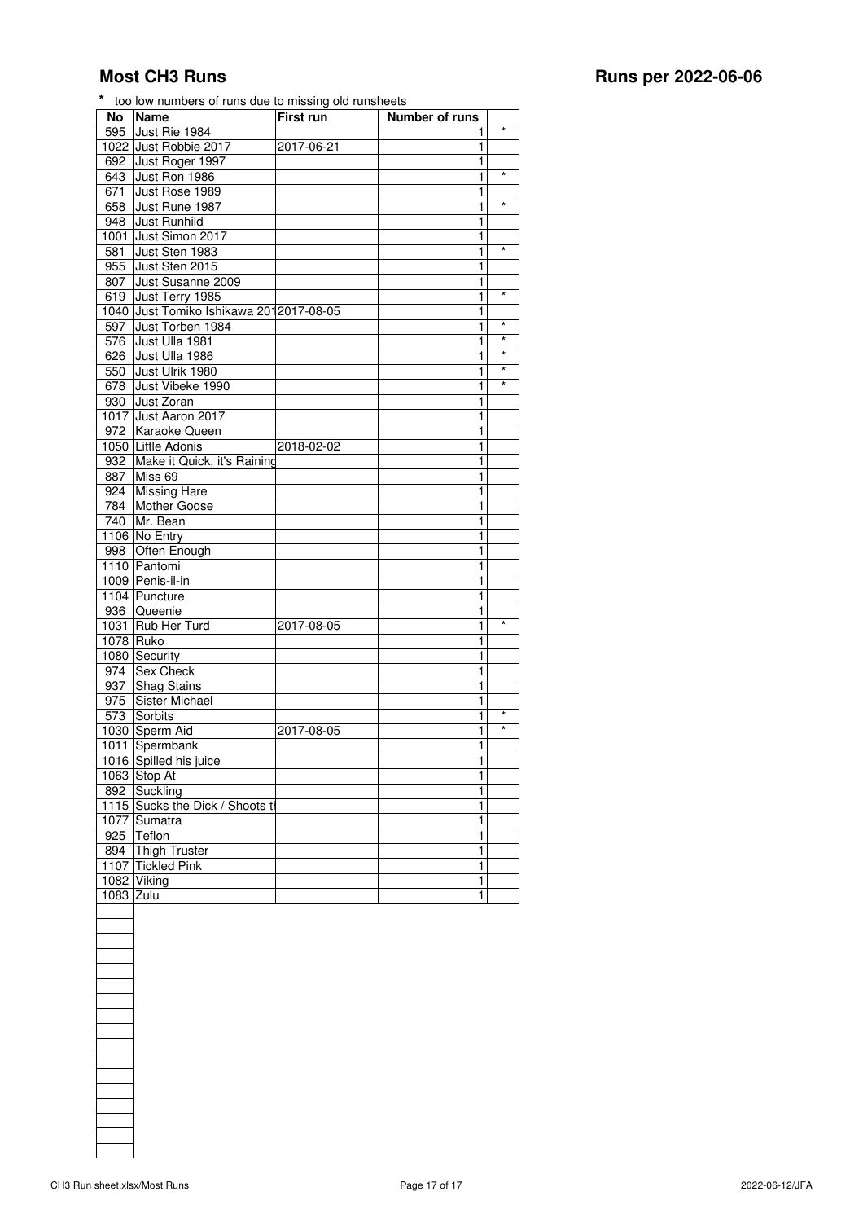## Most CH3 Runs

## Runs per 2022-06-06

\* too low numbers of runs due to missing old runsheets

| No | Name | First run | Number of runs | |
|---|---|---|---|---|
| 595 | Just Rie 1984 | | 1 | * |
| 1022 | Just Robbie 2017 | 2017-06-21 | 1 | |
| 692 | Just Roger 1997 | | 1 | |
| 643 | Just Ron 1986 | | 1 | * |
| 671 | Just Rose 1989 | | 1 | |
| 658 | Just Rune 1987 | | 1 | * |
| 948 | Just Runhild | | 1 | |
| 1001 | Just Simon 2017 | | 1 | |
| 581 | Just Sten 1983 | | 1 | * |
| 955 | Just Sten 2015 | | 1 | |
| 807 | Just Susanne 2009 | | 1 | |
| 619 | Just Terry 1985 | | 1 | * |
| 1040 | Just Tomiko Ishikawa 201 | 2017-08-05 | 1 | |
| 597 | Just Torben 1984 | | 1 | * |
| 576 | Just Ulla 1981 | | 1 | * |
| 626 | Just Ulla 1986 | | 1 | * |
| 550 | Just Ulrik 1980 | | 1 | * |
| 678 | Just Vibeke 1990 | | 1 | * |
| 930 | Just Zoran | | 1 | |
| 1017 | Just Aaron 2017 | | 1 | |
| 972 | Karaoke Queen | | 1 | |
| 1050 | Little Adonis | 2018-02-02 | 1 | |
| 932 | Make it Quick, it's Raining | | 1 | |
| 887 | Miss 69 | | 1 | |
| 924 | Missing Hare | | 1 | |
| 784 | Mother Goose | | 1 | |
| 740 | Mr. Bean | | 1 | |
| 1106 | No Entry | | 1 | |
| 998 | Often Enough | | 1 | |
| 1110 | Pantomi | | 1 | |
| 1009 | Penis-il-in | | 1 | |
| 1104 | Puncture | | 1 | |
| 936 | Queenie | | 1 | |
| 1031 | Rub Her Turd | 2017-08-05 | 1 | * |
| 1078 | Ruko | | 1 | |
| 1080 | Security | | 1 | |
| 974 | Sex Check | | 1 | |
| 937 | Shag Stains | | 1 | |
| 975 | Sister Michael | | 1 | |
| 573 | Sorbits | | 1 | * |
| 1030 | Sperm Aid | 2017-08-05 | 1 | * |
| 1011 | Spermbank | | 1 | |
| 1016 | Spilled his juice | | 1 | |
| 1063 | Stop At | | 1 | |
| 892 | Suckling | | 1 | |
| 1115 | Sucks the Dick / Shoots th | | 1 | |
| 1077 | Sumatra | | 1 | |
| 925 | Teflon | | 1 | |
| 894 | Thigh Truster | | 1 | |
| 1107 | Tickled Pink | | 1 | |
| 1082 | Viking | | 1 | |
| 1083 | Zulu | | 1 | |

CH3 Run sheet.xlsx/Most Runs

2022-06-12/JFA